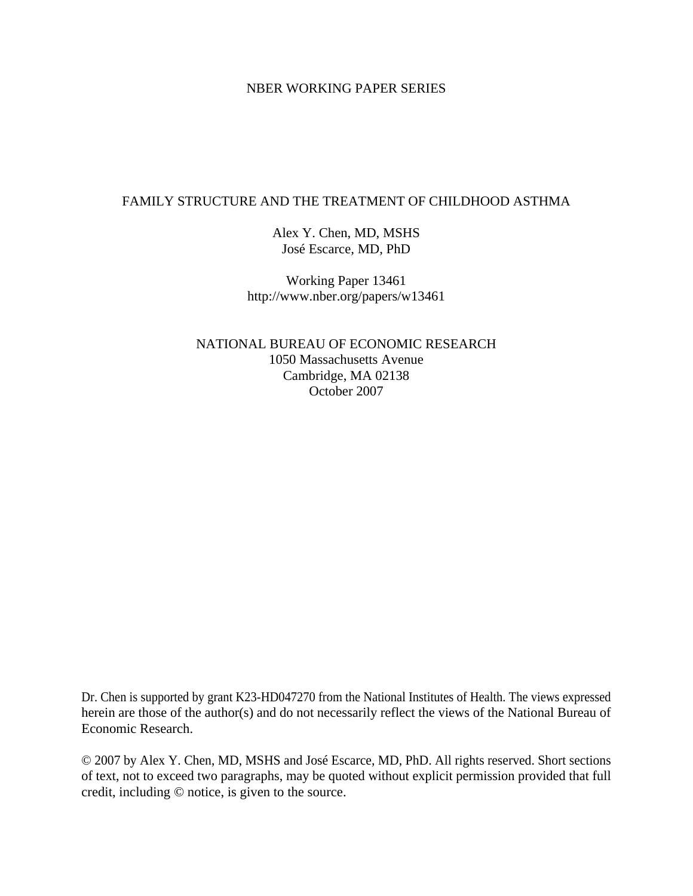NBER WORKING PAPER SERIES

# FAMILY STRUCTURE AND THE TREATMENT OF CHILDHOOD ASTHMA

Alex Y. Chen, MD, MSHS
José Escarce, MD, PhD

Working Paper 13461
http://www.nber.org/papers/w13461

NATIONAL BUREAU OF ECONOMIC RESEARCH
1050 Massachusetts Avenue
Cambridge, MA 02138
October 2007

Dr. Chen is supported by grant K23-HD047270 from the National Institutes of Health. The views expressed herein are those of the author(s) and do not necessarily reflect the views of the National Bureau of Economic Research.

© 2007 by Alex Y. Chen, MD, MSHS and José Escarce, MD, PhD. All rights reserved. Short sections of text, not to exceed two paragraphs, may be quoted without explicit permission provided that full credit, including © notice, is given to the source.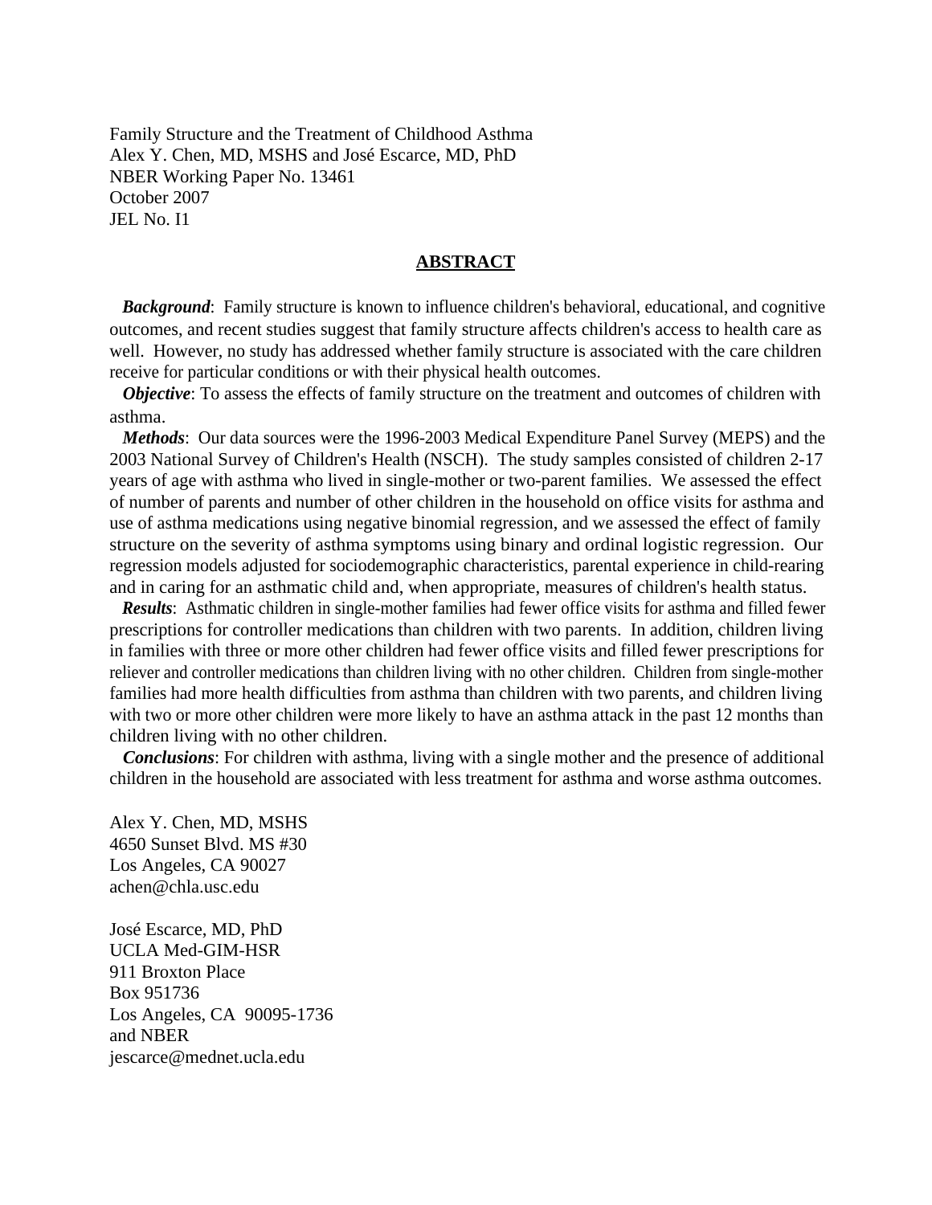Family Structure and the Treatment of Childhood Asthma
Alex Y. Chen, MD, MSHS and José Escarce, MD, PhD
NBER Working Paper No. 13461
October 2007
JEL No. I1

## ABSTRACT

***Background***: Family structure is known to influence children's behavioral, educational, and cognitive outcomes, and recent studies suggest that family structure affects children's access to health care as well. However, no study has addressed whether family structure is associated with the care children receive for particular conditions or with their physical health outcomes.

***Objective***: To assess the effects of family structure on the treatment and outcomes of children with asthma.

***Methods***: Our data sources were the 1996-2003 Medical Expenditure Panel Survey (MEPS) and the 2003 National Survey of Children's Health (NSCH). The study samples consisted of children 2-17 years of age with asthma who lived in single-mother or two-parent families. We assessed the effect of number of parents and number of other children in the household on office visits for asthma and use of asthma medications using negative binomial regression, and we assessed the effect of family structure on the severity of asthma symptoms using binary and ordinal logistic regression. Our regression models adjusted for sociodemographic characteristics, parental experience in child-rearing and in caring for an asthmatic child and, when appropriate, measures of children's health status.

***Results***: Asthmatic children in single-mother families had fewer office visits for asthma and filled fewer prescriptions for controller medications than children with two parents. In addition, children living in families with three or more other children had fewer office visits and filled fewer prescriptions for reliever and controller medications than children living with no other children. Children from single-mother families had more health difficulties from asthma than children with two parents, and children living with two or more other children were more likely to have an asthma attack in the past 12 months than children living with no other children.

***Conclusions***: For children with asthma, living with a single mother and the presence of additional children in the household are associated with less treatment for asthma and worse asthma outcomes.

Alex Y. Chen, MD, MSHS
4650 Sunset Blvd. MS #30
Los Angeles, CA 90027
achen@chla.usc.edu

José Escarce, MD, PhD
UCLA Med-GIM-HSR
911 Broxton Place
Box 951736
Los Angeles, CA 90095-1736
and NBER
jescarce@mednet.ucla.edu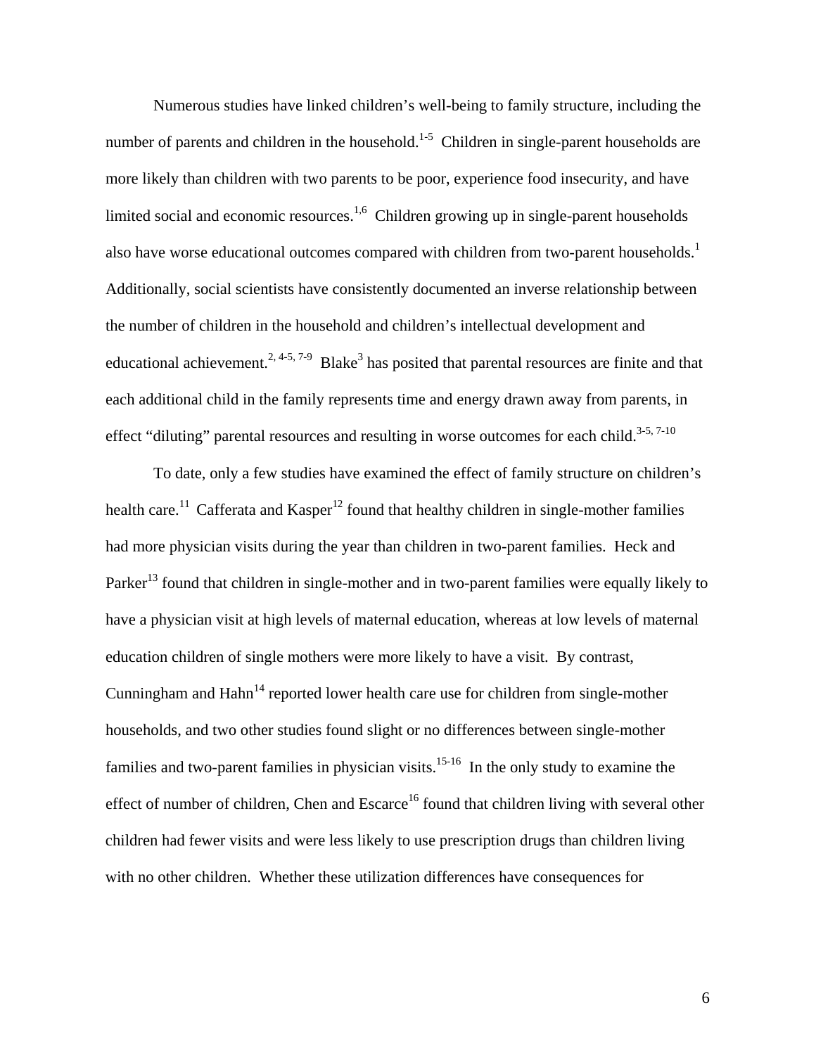Numerous studies have linked children's well-being to family structure, including the number of parents and children in the household.[1-5] Children in single-parent households are more likely than children with two parents to be poor, experience food insecurity, and have limited social and economic resources.[1,6] Children growing up in single-parent households also have worse educational outcomes compared with children from two-parent households.[1] Additionally, social scientists have consistently documented an inverse relationship between the number of children in the household and children's intellectual development and educational achievement.[2, 4-5, 7-9] Blake[3] has posited that parental resources are finite and that each additional child in the family represents time and energy drawn away from parents, in effect "diluting" parental resources and resulting in worse outcomes for each child.[3-5, 7-10]

To date, only a few studies have examined the effect of family structure on children's health care.[11] Cafferata and Kasper[12] found that healthy children in single-mother families had more physician visits during the year than children in two-parent families. Heck and Parker[13] found that children in single-mother and in two-parent families were equally likely to have a physician visit at high levels of maternal education, whereas at low levels of maternal education children of single mothers were more likely to have a visit. By contrast, Cunningham and Hahn[14] reported lower health care use for children from single-mother households, and two other studies found slight or no differences between single-mother families and two-parent families in physician visits.[15-16] In the only study to examine the effect of number of children, Chen and Escarce[16] found that children living with several other children had fewer visits and were less likely to use prescription drugs than children living with no other children. Whether these utilization differences have consequences for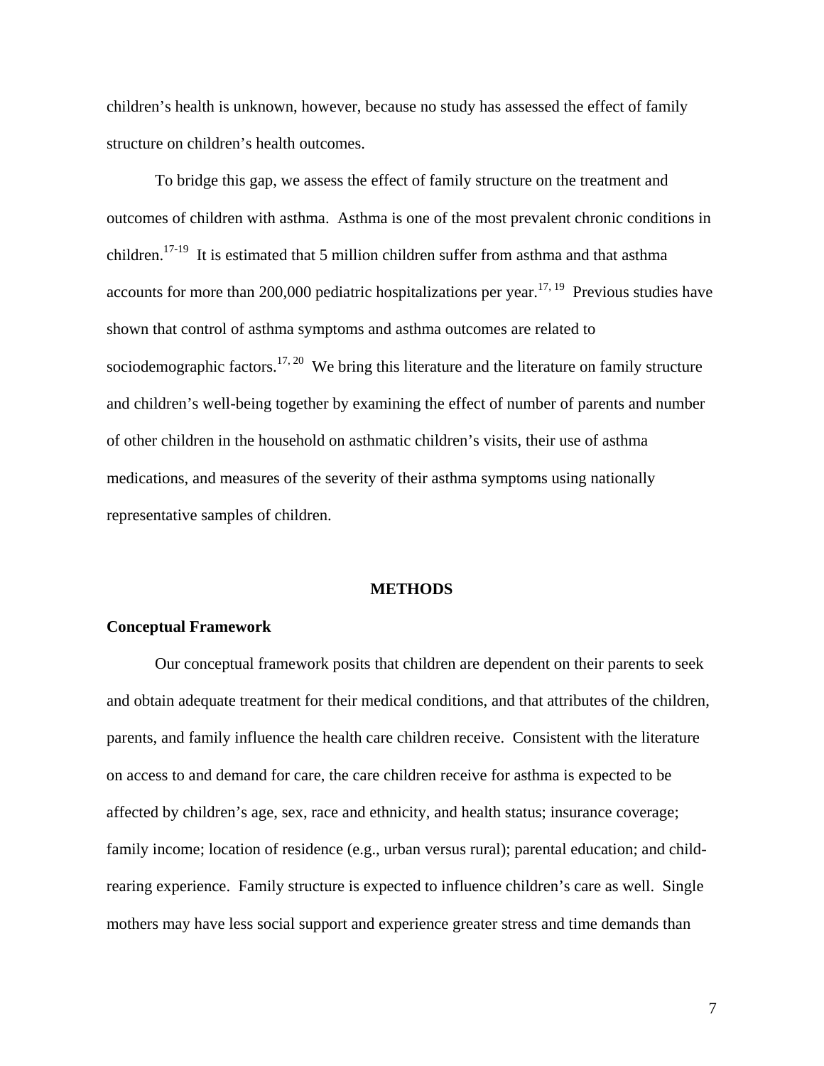children's health is unknown, however, because no study has assessed the effect of family structure on children's health outcomes.

To bridge this gap, we assess the effect of family structure on the treatment and outcomes of children with asthma. Asthma is one of the most prevalent chronic conditions in children.[17-19] It is estimated that 5 million children suffer from asthma and that asthma accounts for more than 200,000 pediatric hospitalizations per year.[17, 19] Previous studies have shown that control of asthma symptoms and asthma outcomes are related to sociodemographic factors.[17, 20] We bring this literature and the literature on family structure and children's well-being together by examining the effect of number of parents and number of other children in the household on asthmatic children's visits, their use of asthma medications, and measures of the severity of their asthma symptoms using nationally representative samples of children.

## METHODS

### Conceptual Framework

Our conceptual framework posits that children are dependent on their parents to seek and obtain adequate treatment for their medical conditions, and that attributes of the children, parents, and family influence the health care children receive. Consistent with the literature on access to and demand for care, the care children receive for asthma is expected to be affected by children's age, sex, race and ethnicity, and health status; insurance coverage; family income; location of residence (e.g., urban versus rural); parental education; and child-rearing experience. Family structure is expected to influence children's care as well. Single mothers may have less social support and experience greater stress and time demands than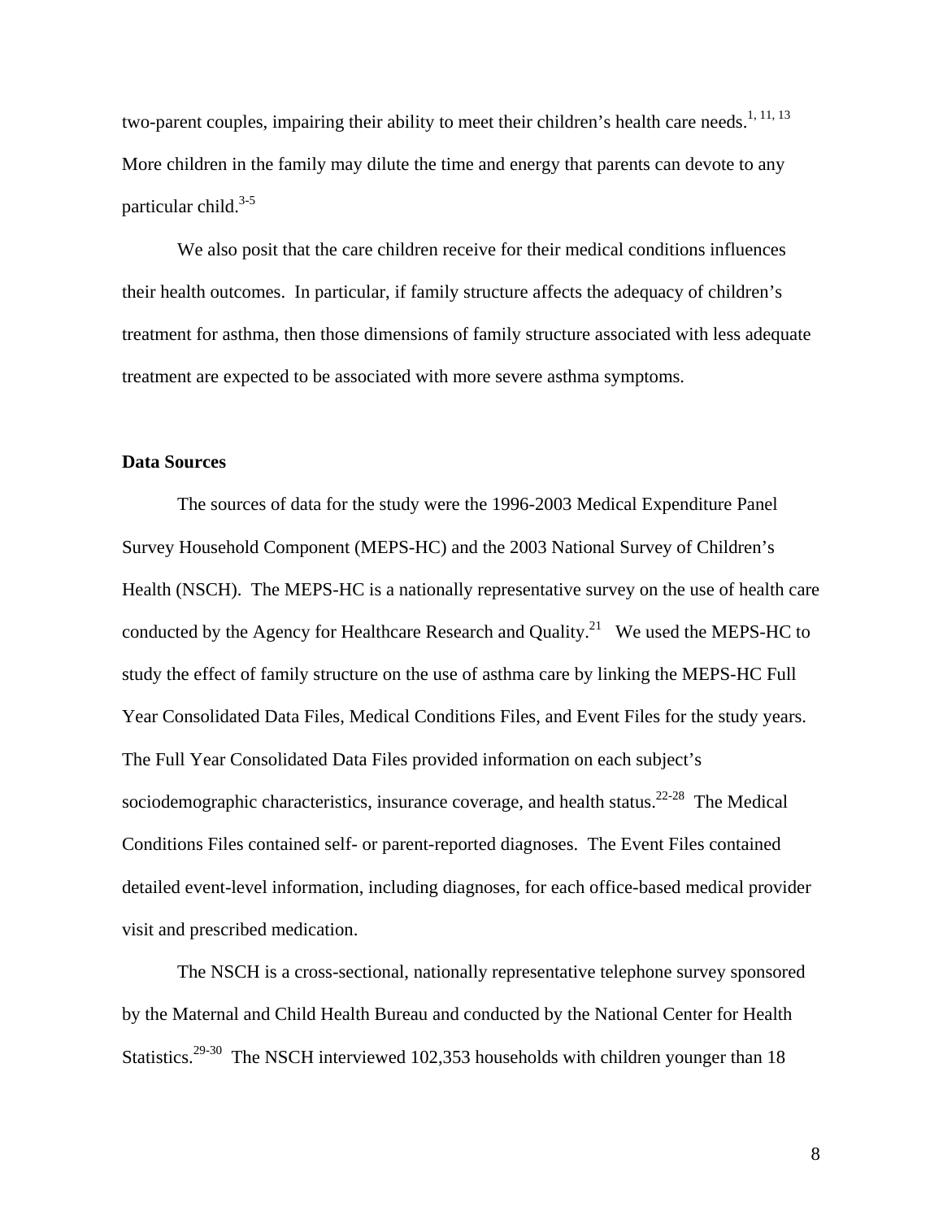two-parent couples, impairing their ability to meet their children's health care needs.[1, 11, 13] More children in the family may dilute the time and energy that parents can devote to any particular child.[3-5]

We also posit that the care children receive for their medical conditions influences their health outcomes. In particular, if family structure affects the adequacy of children's treatment for asthma, then those dimensions of family structure associated with less adequate treatment are expected to be associated with more severe asthma symptoms.

**Data Sources**

The sources of data for the study were the 1996-2003 Medical Expenditure Panel Survey Household Component (MEPS-HC) and the 2003 National Survey of Children's Health (NSCH). The MEPS-HC is a nationally representative survey on the use of health care conducted by the Agency for Healthcare Research and Quality.[21] We used the MEPS-HC to study the effect of family structure on the use of asthma care by linking the MEPS-HC Full Year Consolidated Data Files, Medical Conditions Files, and Event Files for the study years. The Full Year Consolidated Data Files provided information on each subject's sociodemographic characteristics, insurance coverage, and health status.[22-28] The Medical Conditions Files contained self- or parent-reported diagnoses. The Event Files contained detailed event-level information, including diagnoses, for each office-based medical provider visit and prescribed medication.

The NSCH is a cross-sectional, nationally representative telephone survey sponsored by the Maternal and Child Health Bureau and conducted by the National Center for Health Statistics.[29-30] The NSCH interviewed 102,353 households with children younger than 18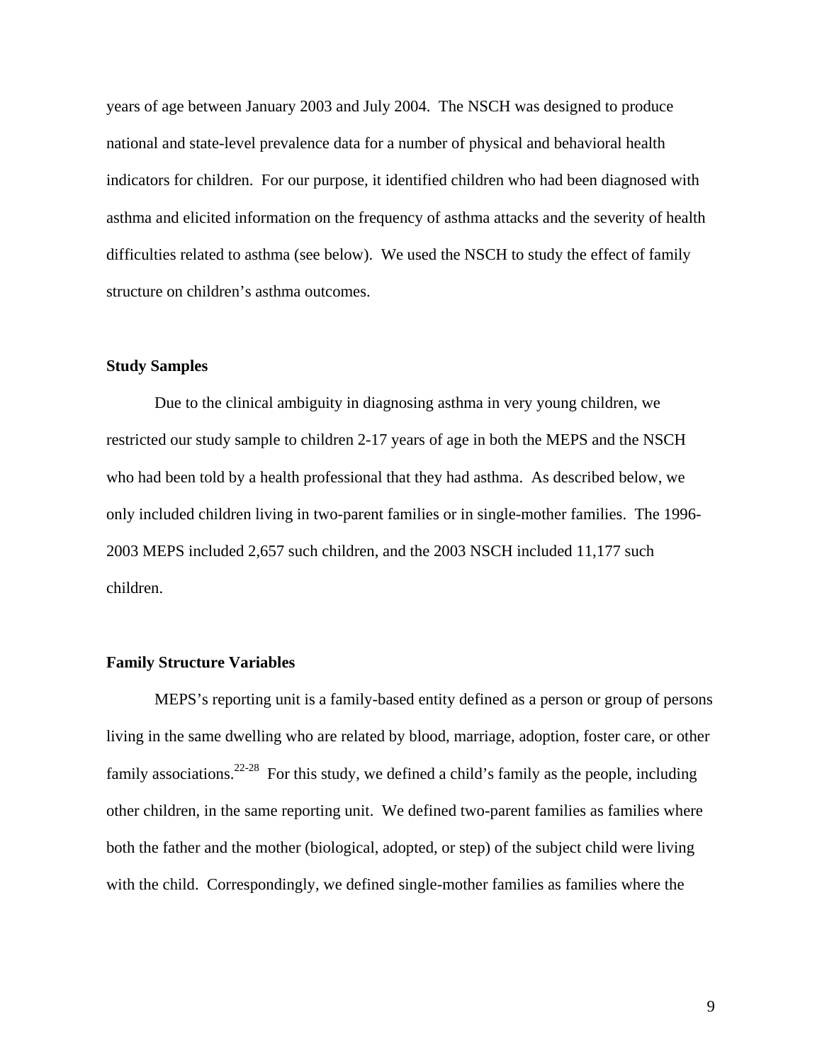years of age between January 2003 and July 2004. The NSCH was designed to produce national and state-level prevalence data for a number of physical and behavioral health indicators for children. For our purpose, it identified children who had been diagnosed with asthma and elicited information on the frequency of asthma attacks and the severity of health difficulties related to asthma (see below). We used the NSCH to study the effect of family structure on children's asthma outcomes.

### Study Samples

Due to the clinical ambiguity in diagnosing asthma in very young children, we restricted our study sample to children 2-17 years of age in both the MEPS and the NSCH who had been told by a health professional that they had asthma. As described below, we only included children living in two-parent families or in single-mother families. The 1996-2003 MEPS included 2,657 such children, and the 2003 NSCH included 11,177 such children.

### Family Structure Variables

MEPS's reporting unit is a family-based entity defined as a person or group of persons living in the same dwelling who are related by blood, marriage, adoption, foster care, or other family associations.[22-28] For this study, we defined a child's family as the people, including other children, in the same reporting unit. We defined two-parent families as families where both the father and the mother (biological, adopted, or step) of the subject child were living with the child. Correspondingly, we defined single-mother families as families where the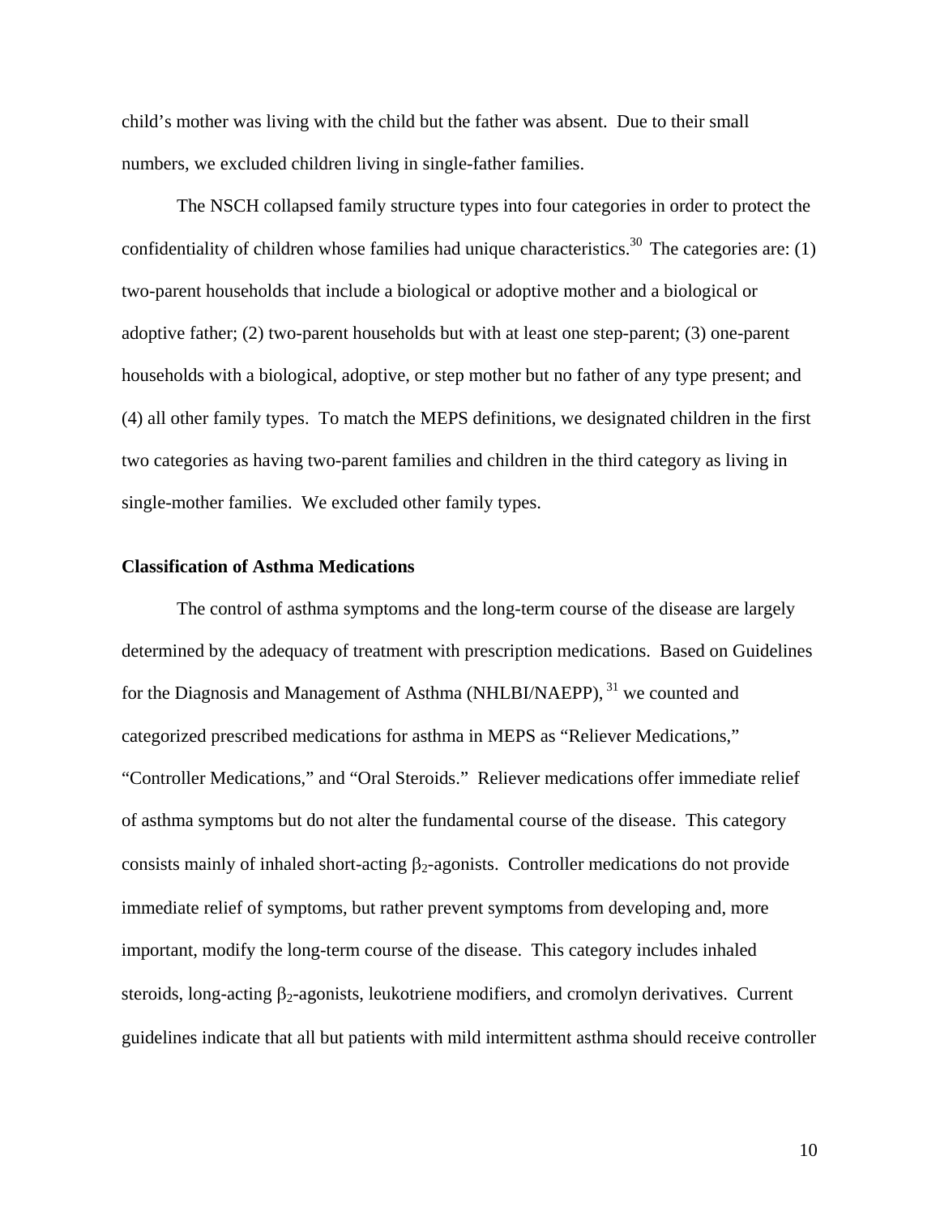child's mother was living with the child but the father was absent. Due to their small numbers, we excluded children living in single-father families.

The NSCH collapsed family structure types into four categories in order to protect the confidentiality of children whose families had unique characteristics.[30] The categories are: (1) two-parent households that include a biological or adoptive mother and a biological or adoptive father; (2) two-parent households but with at least one step-parent; (3) one-parent households with a biological, adoptive, or step mother but no father of any type present; and (4) all other family types. To match the MEPS definitions, we designated children in the first two categories as having two-parent families and children in the third category as living in single-mother families. We excluded other family types.

**Classification of Asthma Medications**

The control of asthma symptoms and the long-term course of the disease are largely determined by the adequacy of treatment with prescription medications. Based on Guidelines for the Diagnosis and Management of Asthma (NHLBI/NAEPP),[31] we counted and categorized prescribed medications for asthma in MEPS as "Reliever Medications," "Controller Medications," and "Oral Steroids." Reliever medications offer immediate relief of asthma symptoms but do not alter the fundamental course of the disease. This category consists mainly of inhaled short-acting $\beta_2$-agonists. Controller medications do not provide immediate relief of symptoms, but rather prevent symptoms from developing and, more important, modify the long-term course of the disease. This category includes inhaled steroids, long-acting $\beta_2$-agonists, leukotriene modifiers, and cromolyn derivatives. Current guidelines indicate that all but patients with mild intermittent asthma should receive controller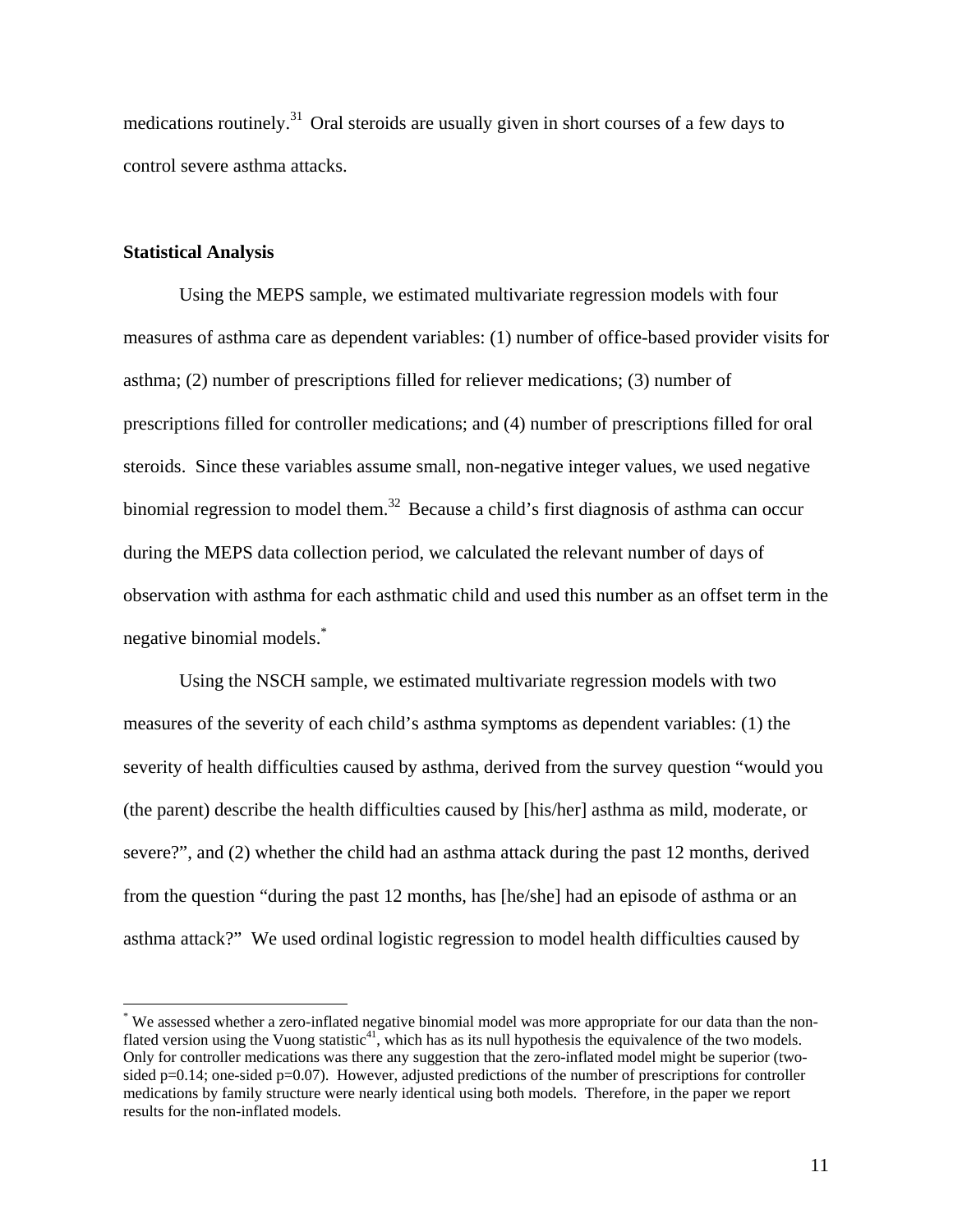medications routinely.[31] Oral steroids are usually given in short courses of a few days to control severe asthma attacks.

## Statistical Analysis

Using the MEPS sample, we estimated multivariate regression models with four measures of asthma care as dependent variables: (1) number of office-based provider visits for asthma; (2) number of prescriptions filled for reliever medications; (3) number of prescriptions filled for controller medications; and (4) number of prescriptions filled for oral steroids. Since these variables assume small, non-negative integer values, we used negative binomial regression to model them.[32] Because a child's first diagnosis of asthma can occur during the MEPS data collection period, we calculated the relevant number of days of observation with asthma for each asthmatic child and used this number as an offset term in the negative binomial models.[*]

Using the NSCH sample, we estimated multivariate regression models with two measures of the severity of each child's asthma symptoms as dependent variables: (1) the severity of health difficulties caused by asthma, derived from the survey question "would you (the parent) describe the health difficulties caused by [his/her] asthma as mild, moderate, or severe?", and (2) whether the child had an asthma attack during the past 12 months, derived from the question "during the past 12 months, has [he/she] had an episode of asthma or an asthma attack?" We used ordinal logistic regression to model health difficulties caused by

---

[*] We assessed whether a zero-inflated negative binomial model was more appropriate for our data than the non-flated version using the Vuong statistic[41], which has as its null hypothesis the equivalence of the two models. Only for controller medications was there any suggestion that the zero-inflated model might be superior (two-sided p=0.14; one-sided p=0.07). However, adjusted predictions of the number of prescriptions for controller medications by family structure were nearly identical using both models. Therefore, in the paper we report results for the non-inflated models.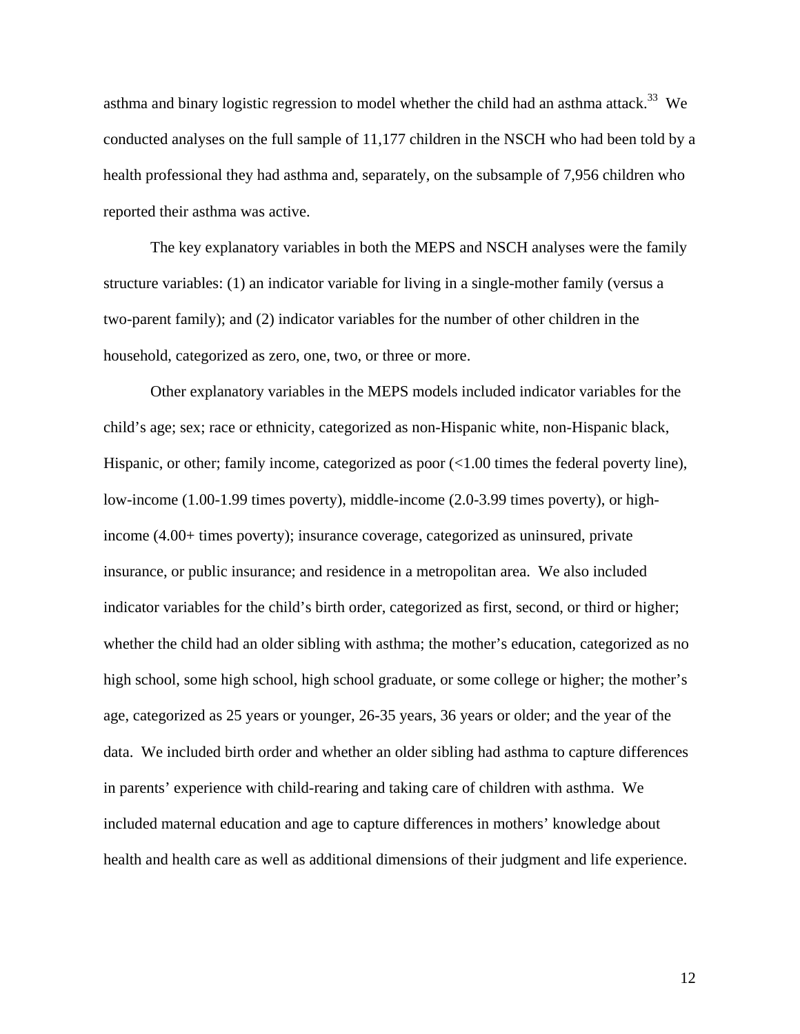asthma and binary logistic regression to model whether the child had an asthma attack.[33] We conducted analyses on the full sample of 11,177 children in the NSCH who had been told by a health professional they had asthma and, separately, on the subsample of 7,956 children who reported their asthma was active.

The key explanatory variables in both the MEPS and NSCH analyses were the family structure variables: (1) an indicator variable for living in a single-mother family (versus a two-parent family); and (2) indicator variables for the number of other children in the household, categorized as zero, one, two, or three or more.

Other explanatory variables in the MEPS models included indicator variables for the child's age; sex; race or ethnicity, categorized as non-Hispanic white, non-Hispanic black, Hispanic, or other; family income, categorized as poor (<1.00 times the federal poverty line), low-income (1.00-1.99 times poverty), middle-income (2.0-3.99 times poverty), or high-income (4.00+ times poverty); insurance coverage, categorized as uninsured, private insurance, or public insurance; and residence in a metropolitan area. We also included indicator variables for the child's birth order, categorized as first, second, or third or higher; whether the child had an older sibling with asthma; the mother's education, categorized as no high school, some high school, high school graduate, or some college or higher; the mother's age, categorized as 25 years or younger, 26-35 years, 36 years or older; and the year of the data. We included birth order and whether an older sibling had asthma to capture differences in parents' experience with child-rearing and taking care of children with asthma. We included maternal education and age to capture differences in mothers' knowledge about health and health care as well as additional dimensions of their judgment and life experience.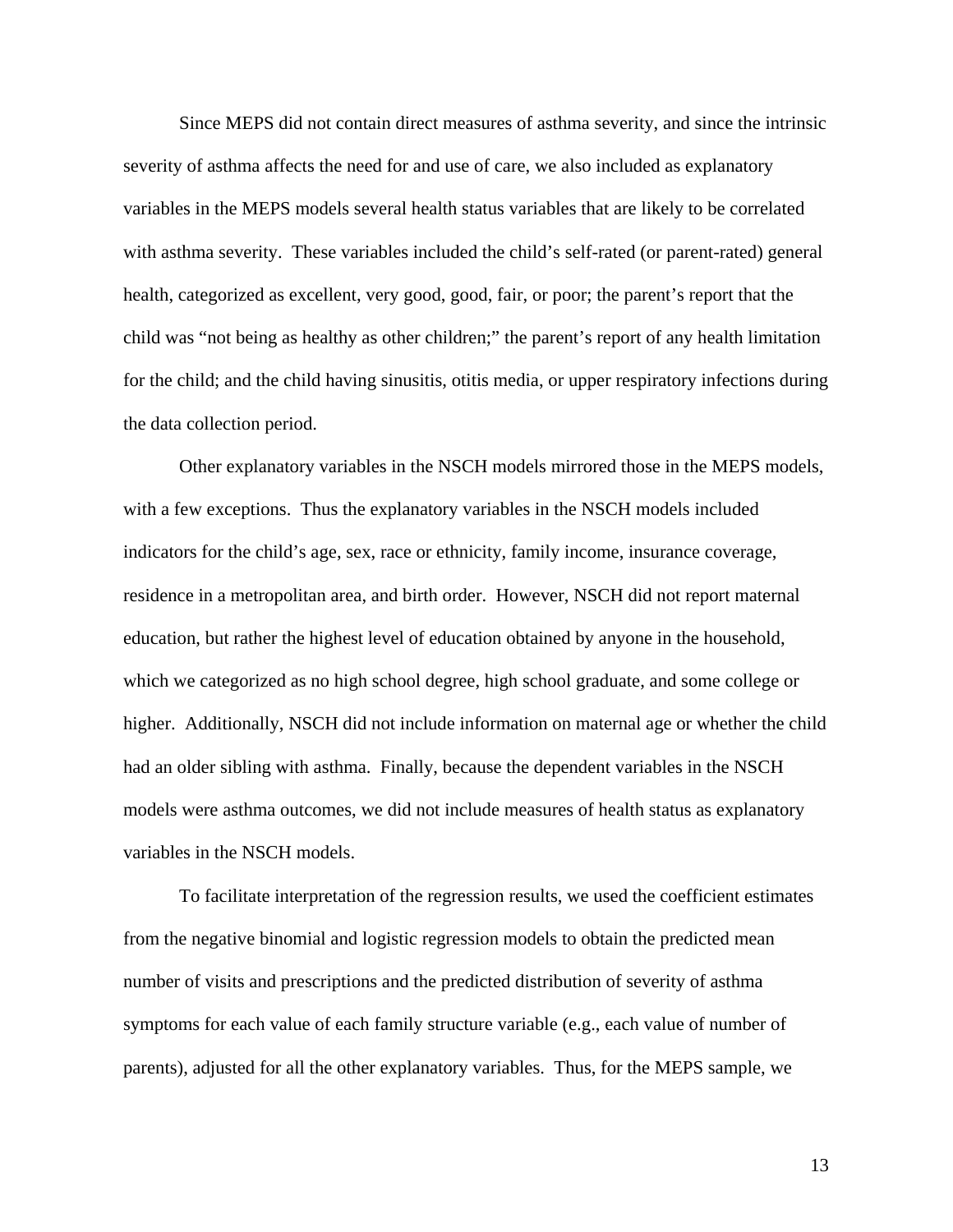Since MEPS did not contain direct measures of asthma severity, and since the intrinsic severity of asthma affects the need for and use of care, we also included as explanatory variables in the MEPS models several health status variables that are likely to be correlated with asthma severity. These variables included the child's self-rated (or parent-rated) general health, categorized as excellent, very good, good, fair, or poor; the parent's report that the child was "not being as healthy as other children;" the parent's report of any health limitation for the child; and the child having sinusitis, otitis media, or upper respiratory infections during the data collection period.

Other explanatory variables in the NSCH models mirrored those in the MEPS models, with a few exceptions. Thus the explanatory variables in the NSCH models included indicators for the child's age, sex, race or ethnicity, family income, insurance coverage, residence in a metropolitan area, and birth order. However, NSCH did not report maternal education, but rather the highest level of education obtained by anyone in the household, which we categorized as no high school degree, high school graduate, and some college or higher. Additionally, NSCH did not include information on maternal age or whether the child had an older sibling with asthma. Finally, because the dependent variables in the NSCH models were asthma outcomes, we did not include measures of health status as explanatory variables in the NSCH models.

To facilitate interpretation of the regression results, we used the coefficient estimates from the negative binomial and logistic regression models to obtain the predicted mean number of visits and prescriptions and the predicted distribution of severity of asthma symptoms for each value of each family structure variable (e.g., each value of number of parents), adjusted for all the other explanatory variables. Thus, for the MEPS sample, we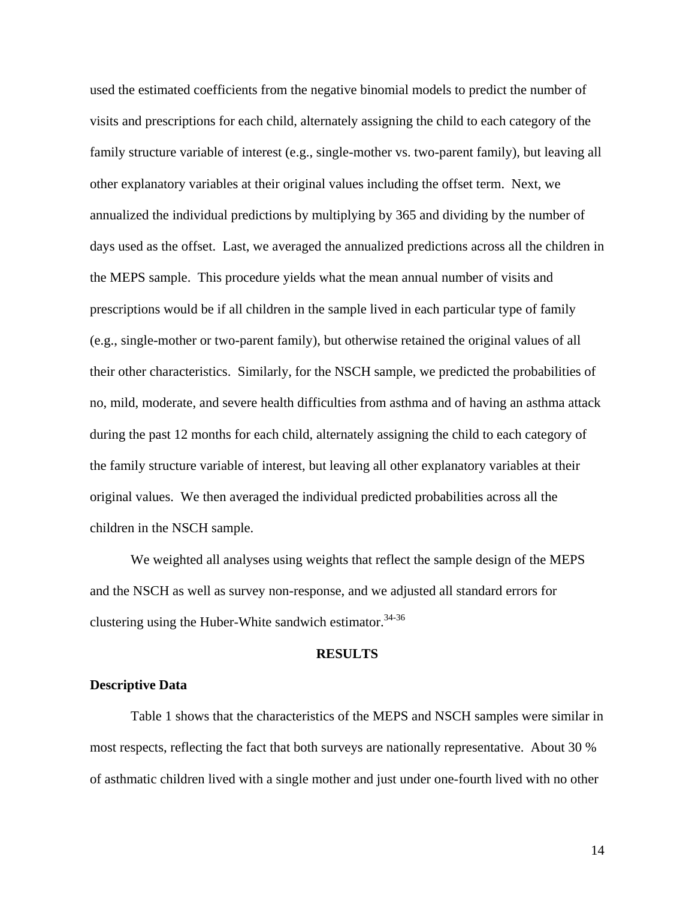used the estimated coefficients from the negative binomial models to predict the number of visits and prescriptions for each child, alternately assigning the child to each category of the family structure variable of interest (e.g., single-mother vs. two-parent family), but leaving all other explanatory variables at their original values including the offset term. Next, we annualized the individual predictions by multiplying by 365 and dividing by the number of days used as the offset. Last, we averaged the annualized predictions across all the children in the MEPS sample. This procedure yields what the mean annual number of visits and prescriptions would be if all children in the sample lived in each particular type of family (e.g., single-mother or two-parent family), but otherwise retained the original values of all their other characteristics. Similarly, for the NSCH sample, we predicted the probabilities of no, mild, moderate, and severe health difficulties from asthma and of having an asthma attack during the past 12 months for each child, alternately assigning the child to each category of the family structure variable of interest, but leaving all other explanatory variables at their original values. We then averaged the individual predicted probabilities across all the children in the NSCH sample.

We weighted all analyses using weights that reflect the sample design of the MEPS and the NSCH as well as survey non-response, and we adjusted all standard errors for clustering using the Huber-White sandwich estimator.[34-36]

## RESULTS

### Descriptive Data

Table 1 shows that the characteristics of the MEPS and NSCH samples were similar in most respects, reflecting the fact that both surveys are nationally representative. About 30 % of asthmatic children lived with a single mother and just under one-fourth lived with no other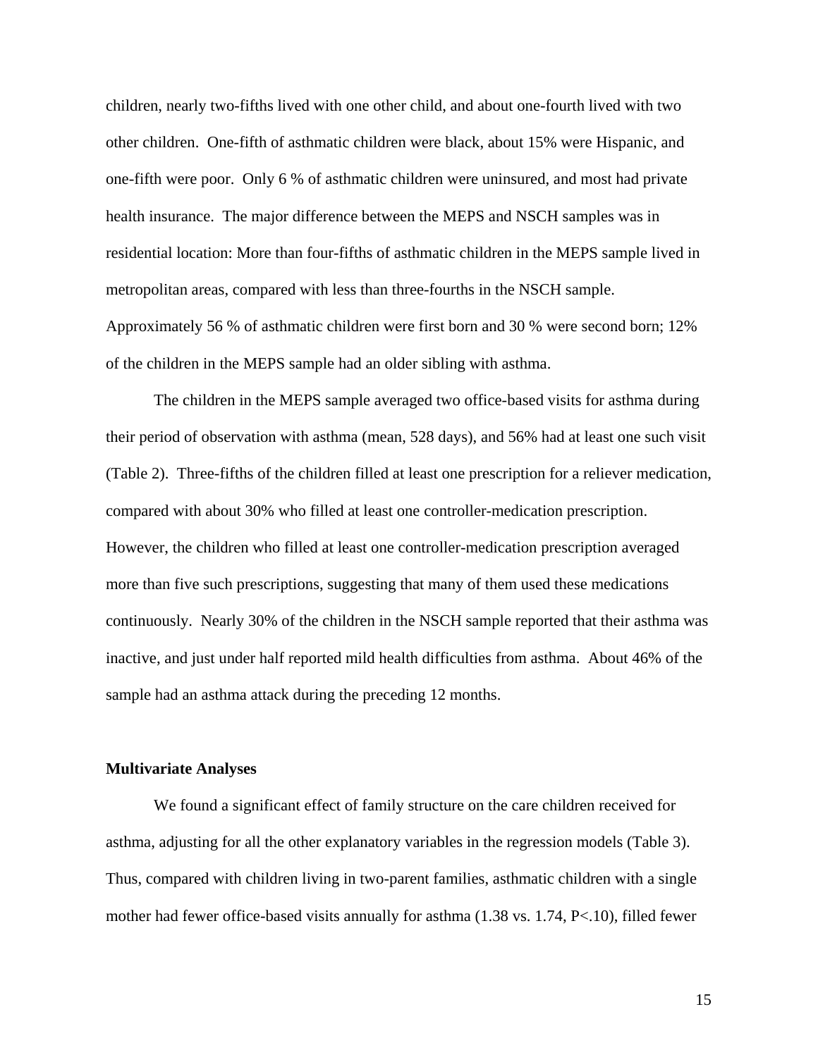children, nearly two-fifths lived with one other child, and about one-fourth lived with two other children. One-fifth of asthmatic children were black, about 15% were Hispanic, and one-fifth were poor. Only 6 % of asthmatic children were uninsured, and most had private health insurance. The major difference between the MEPS and NSCH samples was in residential location: More than four-fifths of asthmatic children in the MEPS sample lived in metropolitan areas, compared with less than three-fourths in the NSCH sample. Approximately 56 % of asthmatic children were first born and 30 % were second born; 12% of the children in the MEPS sample had an older sibling with asthma.

The children in the MEPS sample averaged two office-based visits for asthma during their period of observation with asthma (mean, 528 days), and 56% had at least one such visit (Table 2). Three-fifths of the children filled at least one prescription for a reliever medication, compared with about 30% who filled at least one controller-medication prescription. However, the children who filled at least one controller-medication prescription averaged more than five such prescriptions, suggesting that many of them used these medications continuously. Nearly 30% of the children in the NSCH sample reported that their asthma was inactive, and just under half reported mild health difficulties from asthma. About 46% of the sample had an asthma attack during the preceding 12 months.

**Multivariate Analyses**

We found a significant effect of family structure on the care children received for asthma, adjusting for all the other explanatory variables in the regression models (Table 3). Thus, compared with children living in two-parent families, asthmatic children with a single mother had fewer office-based visits annually for asthma (1.38 vs. 1.74, P<.10), filled fewer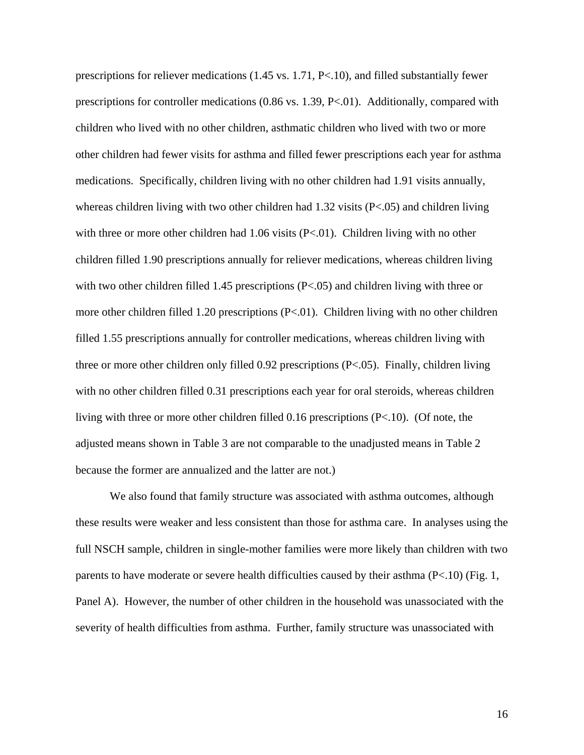prescriptions for reliever medications (1.45 vs. 1.71, P<.10), and filled substantially fewer prescriptions for controller medications (0.86 vs. 1.39, P<.01). Additionally, compared with children who lived with no other children, asthmatic children who lived with two or more other children had fewer visits for asthma and filled fewer prescriptions each year for asthma medications. Specifically, children living with no other children had 1.91 visits annually, whereas children living with two other children had 1.32 visits (P<.05) and children living with three or more other children had 1.06 visits (P<.01). Children living with no other children filled 1.90 prescriptions annually for reliever medications, whereas children living with two other children filled 1.45 prescriptions (P<.05) and children living with three or more other children filled 1.20 prescriptions (P<.01). Children living with no other children filled 1.55 prescriptions annually for controller medications, whereas children living with three or more other children only filled 0.92 prescriptions (P<.05). Finally, children living with no other children filled 0.31 prescriptions each year for oral steroids, whereas children living with three or more other children filled 0.16 prescriptions (P<.10). (Of note, the adjusted means shown in Table 3 are not comparable to the unadjusted means in Table 2 because the former are annualized and the latter are not.)

We also found that family structure was associated with asthma outcomes, although these results were weaker and less consistent than those for asthma care. In analyses using the full NSCH sample, children in single-mother families were more likely than children with two parents to have moderate or severe health difficulties caused by their asthma (P<.10) (Fig. 1, Panel A). However, the number of other children in the household was unassociated with the severity of health difficulties from asthma. Further, family structure was unassociated with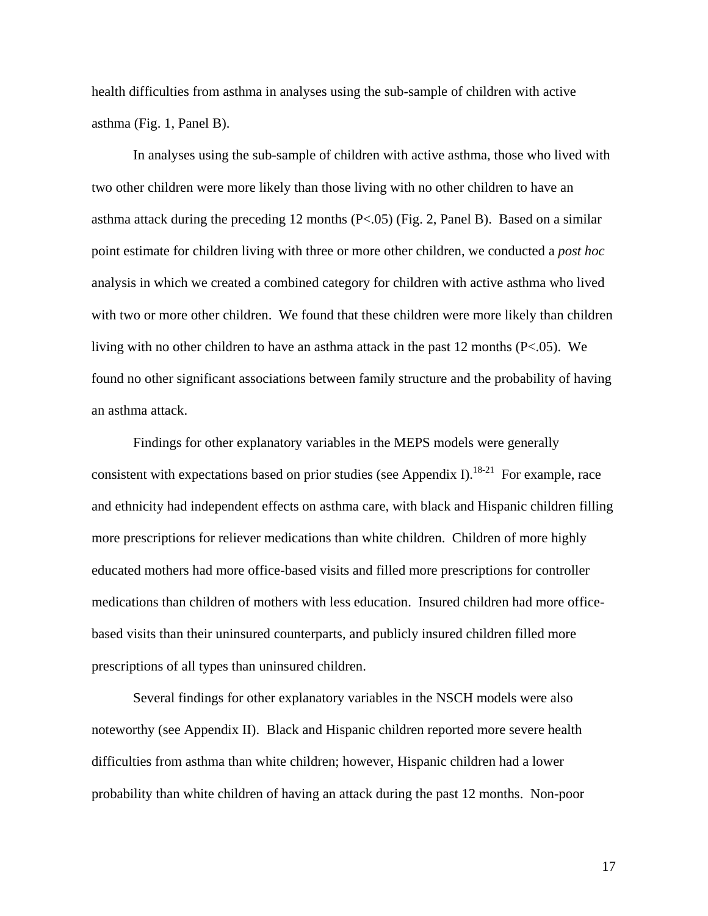health difficulties from asthma in analyses using the sub-sample of children with active asthma (Fig. 1, Panel B).

In analyses using the sub-sample of children with active asthma, those who lived with two other children were more likely than those living with no other children to have an asthma attack during the preceding 12 months (P<.05) (Fig. 2, Panel B). Based on a similar point estimate for children living with three or more other children, we conducted a *post hoc* analysis in which we created a combined category for children with active asthma who lived with two or more other children. We found that these children were more likely than children living with no other children to have an asthma attack in the past 12 months (P<.05). We found no other significant associations between family structure and the probability of having an asthma attack.

Findings for other explanatory variables in the MEPS models were generally consistent with expectations based on prior studies (see Appendix I).[18-21] For example, race and ethnicity had independent effects on asthma care, with black and Hispanic children filling more prescriptions for reliever medications than white children. Children of more highly educated mothers had more office-based visits and filled more prescriptions for controller medications than children of mothers with less education. Insured children had more office-based visits than their uninsured counterparts, and publicly insured children filled more prescriptions of all types than uninsured children.

Several findings for other explanatory variables in the NSCH models were also noteworthy (see Appendix II). Black and Hispanic children reported more severe health difficulties from asthma than white children; however, Hispanic children had a lower probability than white children of having an attack during the past 12 months. Non-poor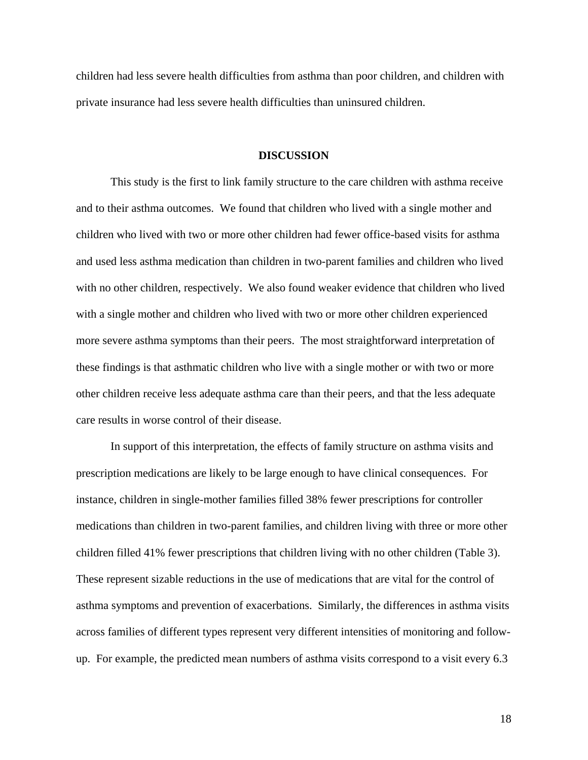children had less severe health difficulties from asthma than poor children, and children with private insurance had less severe health difficulties than uninsured children.

## DISCUSSION

This study is the first to link family structure to the care children with asthma receive and to their asthma outcomes. We found that children who lived with a single mother and children who lived with two or more other children had fewer office-based visits for asthma and used less asthma medication than children in two-parent families and children who lived with no other children, respectively. We also found weaker evidence that children who lived with a single mother and children who lived with two or more other children experienced more severe asthma symptoms than their peers. The most straightforward interpretation of these findings is that asthmatic children who live with a single mother or with two or more other children receive less adequate asthma care than their peers, and that the less adequate care results in worse control of their disease.

In support of this interpretation, the effects of family structure on asthma visits and prescription medications are likely to be large enough to have clinical consequences. For instance, children in single-mother families filled 38% fewer prescriptions for controller medications than children in two-parent families, and children living with three or more other children filled 41% fewer prescriptions that children living with no other children (Table 3). These represent sizable reductions in the use of medications that are vital for the control of asthma symptoms and prevention of exacerbations. Similarly, the differences in asthma visits across families of different types represent very different intensities of monitoring and follow-up. For example, the predicted mean numbers of asthma visits correspond to a visit every 6.3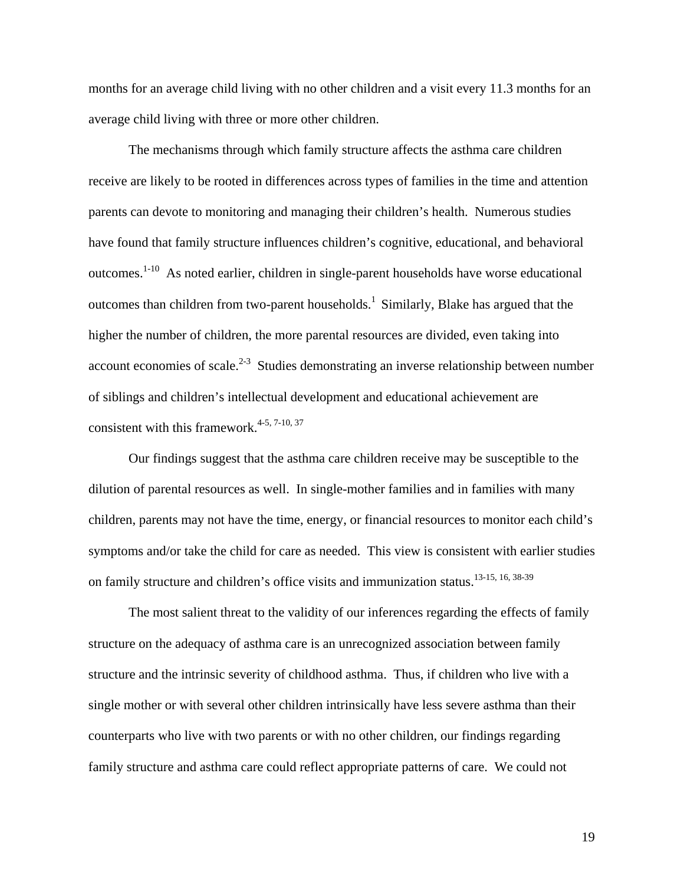months for an average child living with no other children and a visit every 11.3 months for an average child living with three or more other children.

The mechanisms through which family structure affects the asthma care children receive are likely to be rooted in differences across types of families in the time and attention parents can devote to monitoring and managing their children's health. Numerous studies have found that family structure influences children's cognitive, educational, and behavioral outcomes.[1-10] As noted earlier, children in single-parent households have worse educational outcomes than children from two-parent households.[1] Similarly, Blake has argued that the higher the number of children, the more parental resources are divided, even taking into account economies of scale.[2-3] Studies demonstrating an inverse relationship between number of siblings and children's intellectual development and educational achievement are consistent with this framework.[4-5, 7-10, 37]

Our findings suggest that the asthma care children receive may be susceptible to the dilution of parental resources as well. In single-mother families and in families with many children, parents may not have the time, energy, or financial resources to monitor each child's symptoms and/or take the child for care as needed. This view is consistent with earlier studies on family structure and children's office visits and immunization status.[13-15, 16, 38-39]

The most salient threat to the validity of our inferences regarding the effects of family structure on the adequacy of asthma care is an unrecognized association between family structure and the intrinsic severity of childhood asthma. Thus, if children who live with a single mother or with several other children intrinsically have less severe asthma than their counterparts who live with two parents or with no other children, our findings regarding family structure and asthma care could reflect appropriate patterns of care. We could not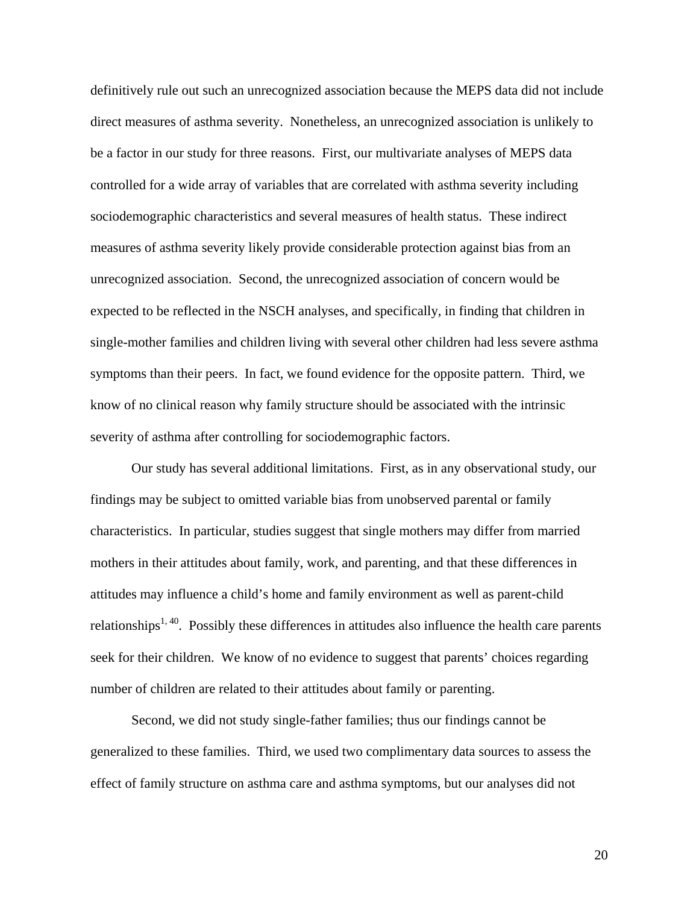definitively rule out such an unrecognized association because the MEPS data did not include direct measures of asthma severity. Nonetheless, an unrecognized association is unlikely to be a factor in our study for three reasons. First, our multivariate analyses of MEPS data controlled for a wide array of variables that are correlated with asthma severity including sociodemographic characteristics and several measures of health status. These indirect measures of asthma severity likely provide considerable protection against bias from an unrecognized association. Second, the unrecognized association of concern would be expected to be reflected in the NSCH analyses, and specifically, in finding that children in single-mother families and children living with several other children had less severe asthma symptoms than their peers. In fact, we found evidence for the opposite pattern. Third, we know of no clinical reason why family structure should be associated with the intrinsic severity of asthma after controlling for sociodemographic factors.

Our study has several additional limitations. First, as in any observational study, our findings may be subject to omitted variable bias from unobserved parental or family characteristics. In particular, studies suggest that single mothers may differ from married mothers in their attitudes about family, work, and parenting, and that these differences in attitudes may influence a child's home and family environment as well as parent-child relationships[1, 40]. Possibly these differences in attitudes also influence the health care parents seek for their children. We know of no evidence to suggest that parents' choices regarding number of children are related to their attitudes about family or parenting.

Second, we did not study single-father families; thus our findings cannot be generalized to these families. Third, we used two complimentary data sources to assess the effect of family structure on asthma care and asthma symptoms, but our analyses did not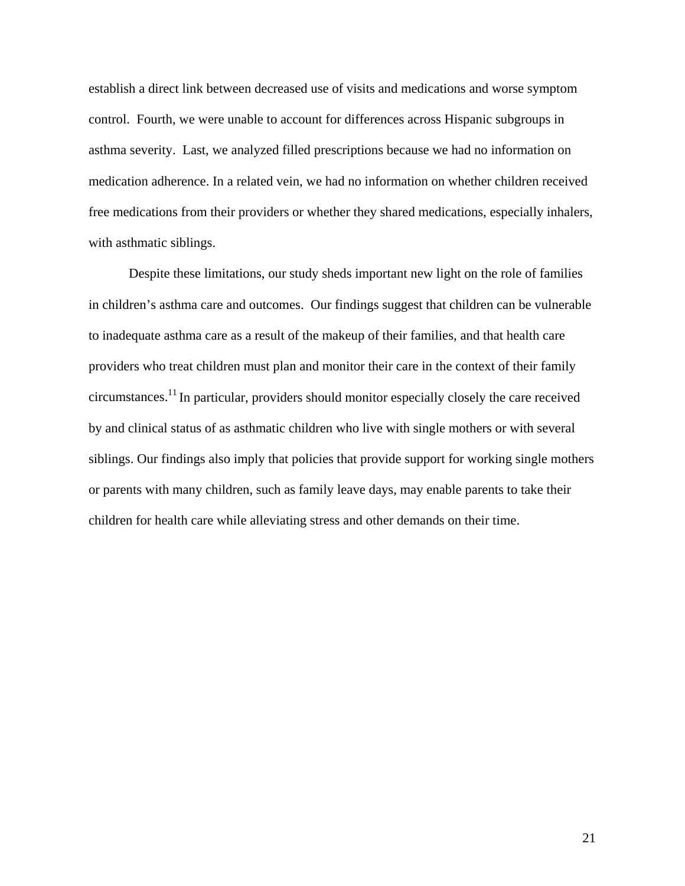establish a direct link between decreased use of visits and medications and worse symptom control. Fourth, we were unable to account for differences across Hispanic subgroups in asthma severity. Last, we analyzed filled prescriptions because we had no information on medication adherence. In a related vein, we had no information on whether children received free medications from their providers or whether they shared medications, especially inhalers, with asthmatic siblings.

Despite these limitations, our study sheds important new light on the role of families in children's asthma care and outcomes. Our findings suggest that children can be vulnerable to inadequate asthma care as a result of the makeup of their families, and that health care providers who treat children must plan and monitor their care in the context of their family circumstances.[11] In particular, providers should monitor especially closely the care received by and clinical status of as asthmatic children who live with single mothers or with several siblings. Our findings also imply that policies that provide support for working single mothers or parents with many children, such as family leave days, may enable parents to take their children for health care while alleviating stress and other demands on their time.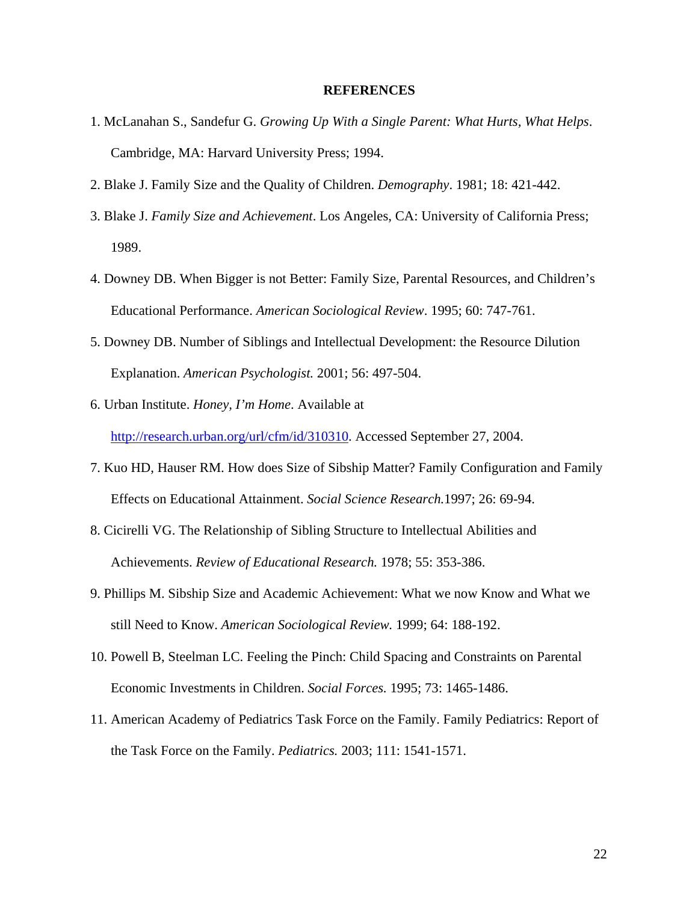## REFERENCES

1. McLanahan S., Sandefur G. *Growing Up With a Single Parent: What Hurts, What Helps*. Cambridge, MA: Harvard University Press; 1994.
2. Blake J. Family Size and the Quality of Children. *Demography*. 1981; 18: 421-442.
3. Blake J. *Family Size and Achievement*. Los Angeles, CA: University of California Press; 1989.
4. Downey DB. When Bigger is not Better: Family Size, Parental Resources, and Children's Educational Performance. *American Sociological Review*. 1995; 60: 747-761.
5. Downey DB. Number of Siblings and Intellectual Development: the Resource Dilution Explanation. *American Psychologist.* 2001; 56: 497-504.
6. Urban Institute. *Honey, I'm Home*. Available at http://research.urban.org/url/cfm/id/310310. Accessed September 27, 2004.
7. Kuo HD, Hauser RM. How does Size of Sibship Matter? Family Configuration and Family Effects on Educational Attainment. *Social Science Research.*1997; 26: 69-94.
8. Cicirelli VG. The Relationship of Sibling Structure to Intellectual Abilities and Achievements. *Review of Educational Research.* 1978; 55: 353-386.
9. Phillips M. Sibship Size and Academic Achievement: What we now Know and What we still Need to Know. *American Sociological Review.* 1999; 64: 188-192.
10. Powell B, Steelman LC. Feeling the Pinch: Child Spacing and Constraints on Parental Economic Investments in Children. *Social Forces.* 1995; 73: 1465-1486.
11. American Academy of Pediatrics Task Force on the Family. Family Pediatrics: Report of the Task Force on the Family. *Pediatrics.* 2003; 111: 1541-1571.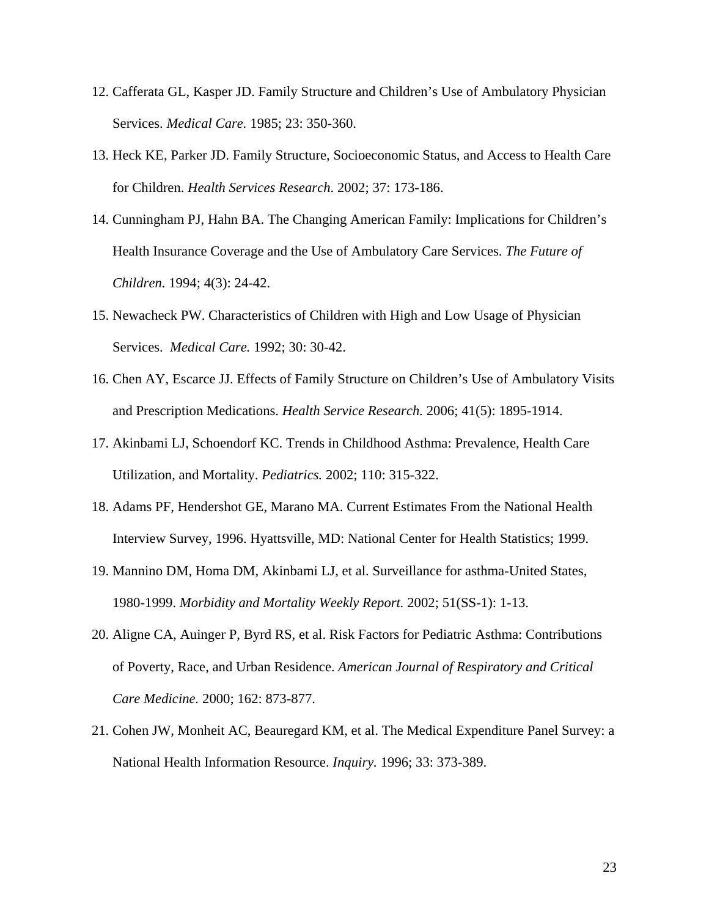12. Cafferata GL, Kasper JD. Family Structure and Children's Use of Ambulatory Physician Services. *Medical Care.* 1985; 23: 350-360.
13. Heck KE, Parker JD. Family Structure, Socioeconomic Status, and Access to Health Care for Children. *Health Services Research*. 2002; 37: 173-186.
14. Cunningham PJ, Hahn BA. The Changing American Family: Implications for Children's Health Insurance Coverage and the Use of Ambulatory Care Services. *The Future of Children.* 1994; 4(3): 24-42.
15. Newacheck PW. Characteristics of Children with High and Low Usage of Physician Services. *Medical Care.* 1992; 30: 30-42.
16. Chen AY, Escarce JJ. Effects of Family Structure on Children's Use of Ambulatory Visits and Prescription Medications. *Health Service Research.* 2006; 41(5): 1895-1914.
17. Akinbami LJ, Schoendorf KC. Trends in Childhood Asthma: Prevalence, Health Care Utilization, and Mortality. *Pediatrics.* 2002; 110: 315-322.
18. Adams PF, Hendershot GE, Marano MA. Current Estimates From the National Health Interview Survey, 1996. Hyattsville, MD: National Center for Health Statistics; 1999.
19. Mannino DM, Homa DM, Akinbami LJ, et al. Surveillance for asthma-United States, 1980-1999. *Morbidity and Mortality Weekly Report.* 2002; 51(SS-1): 1-13.
20. Aligne CA, Auinger P, Byrd RS, et al. Risk Factors for Pediatric Asthma: Contributions of Poverty, Race, and Urban Residence. *American Journal of Respiratory and Critical Care Medicine.* 2000; 162: 873-877.
21. Cohen JW, Monheit AC, Beauregard KM, et al. The Medical Expenditure Panel Survey: a National Health Information Resource. *Inquiry.* 1996; 33: 373-389.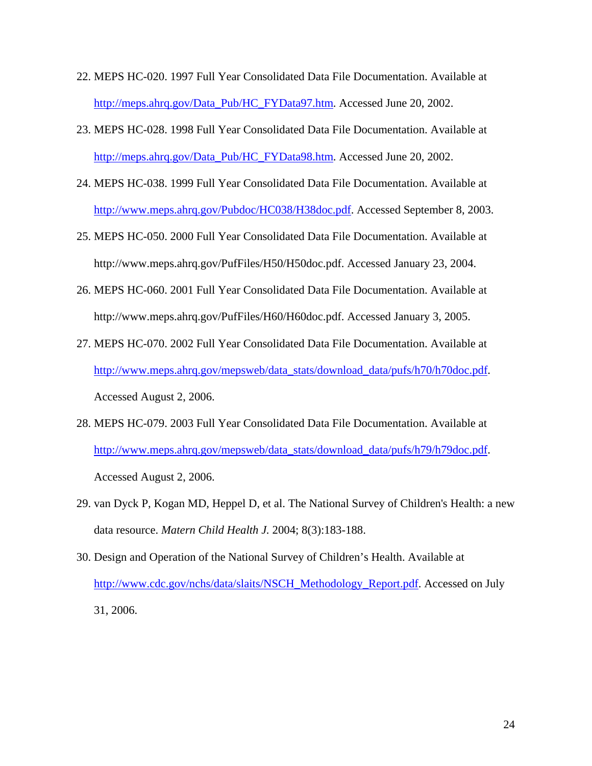22. MEPS HC-020. 1997 Full Year Consolidated Data File Documentation. Available at http://meps.ahrq.gov/Data_Pub/HC_FYData97.htm. Accessed June 20, 2002.

23. MEPS HC-028. 1998 Full Year Consolidated Data File Documentation. Available at http://meps.ahrq.gov/Data_Pub/HC_FYData98.htm. Accessed June 20, 2002.

24. MEPS HC-038. 1999 Full Year Consolidated Data File Documentation. Available at http://www.meps.ahrq.gov/Pubdoc/HC038/H38doc.pdf. Accessed September 8, 2003.

25. MEPS HC-050. 2000 Full Year Consolidated Data File Documentation. Available at http://www.meps.ahrq.gov/PufFiles/H50/H50doc.pdf. Accessed January 23, 2004.

26. MEPS HC-060. 2001 Full Year Consolidated Data File Documentation. Available at http://www.meps.ahrq.gov/PufFiles/H60/H60doc.pdf. Accessed January 3, 2005.

27. MEPS HC-070. 2002 Full Year Consolidated Data File Documentation. Available at http://www.meps.ahrq.gov/mepsweb/data_stats/download_data/pufs/h70/h70doc.pdf. Accessed August 2, 2006.

28. MEPS HC-079. 2003 Full Year Consolidated Data File Documentation. Available at http://www.meps.ahrq.gov/mepsweb/data_stats/download_data/pufs/h79/h79doc.pdf. Accessed August 2, 2006.

29. van Dyck P, Kogan MD, Heppel D, et al. The National Survey of Children's Health: a new data resource. *Matern Child Health J.* 2004; 8(3):183-188.

30. Design and Operation of the National Survey of Children's Health. Available at http://www.cdc.gov/nchs/data/slaits/NSCH_Methodology_Report.pdf. Accessed on July 31, 2006.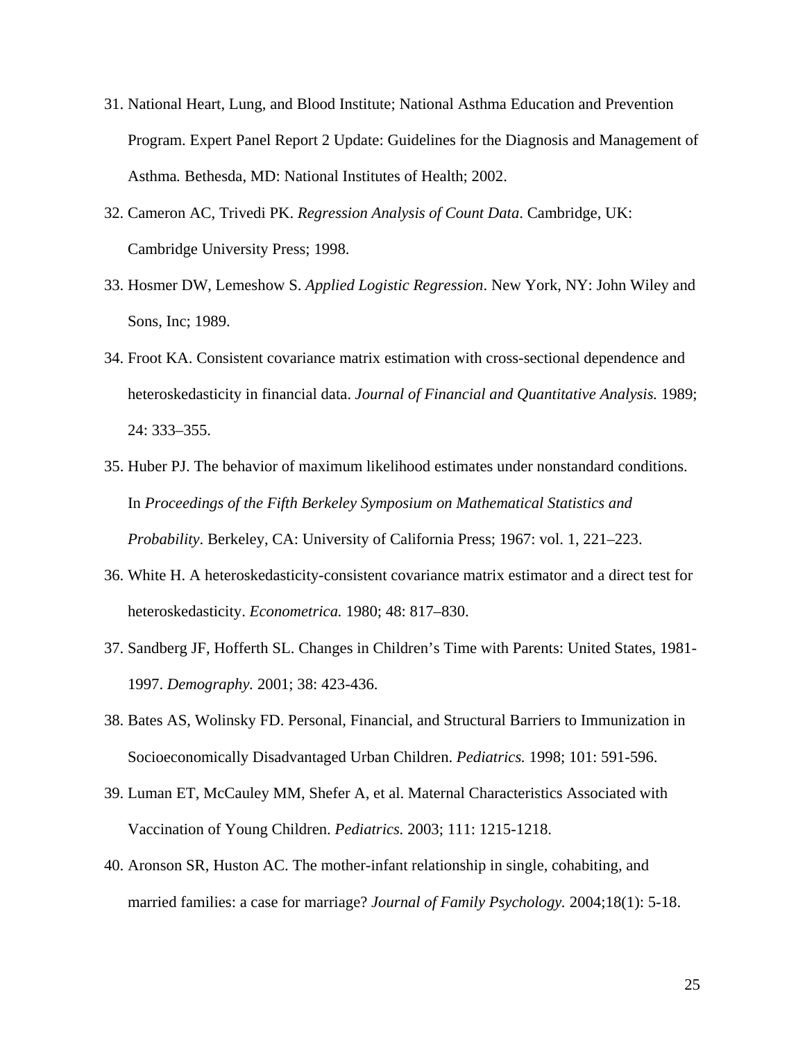31. National Heart, Lung, and Blood Institute; National Asthma Education and Prevention Program. Expert Panel Report 2 Update: Guidelines for the Diagnosis and Management of Asthma*.* Bethesda, MD: National Institutes of Health; 2002.
32. Cameron AC, Trivedi PK. *Regression Analysis of Count Data*. Cambridge, UK: Cambridge University Press; 1998.
33. Hosmer DW, Lemeshow S. *Applied Logistic Regression*. New York, NY: John Wiley and Sons, Inc; 1989.
34. Froot KA. Consistent covariance matrix estimation with cross-sectional dependence and heteroskedasticity in financial data. *Journal of Financial and Quantitative Analysis.* 1989; 24: 333–355.
35. Huber PJ. The behavior of maximum likelihood estimates under nonstandard conditions. In *Proceedings of the Fifth Berkeley Symposium on Mathematical Statistics and Probability*. Berkeley, CA: University of California Press; 1967: vol. 1, 221–223.
36. White H. A heteroskedasticity-consistent covariance matrix estimator and a direct test for heteroskedasticity. *Econometrica.* 1980; 48: 817–830.
37. Sandberg JF, Hofferth SL. Changes in Children's Time with Parents: United States, 1981-1997. *Demography.* 2001; 38: 423-436.
38. Bates AS, Wolinsky FD. Personal, Financial, and Structural Barriers to Immunization in Socioeconomically Disadvantaged Urban Children. *Pediatrics.* 1998; 101: 591-596.
39. Luman ET, McCauley MM, Shefer A, et al. Maternal Characteristics Associated with Vaccination of Young Children. *Pediatrics.* 2003; 111: 1215-1218.
40. Aronson SR, Huston AC. The mother-infant relationship in single, cohabiting, and married families: a case for marriage? *Journal of Family Psychology.* 2004;18(1): 5-18.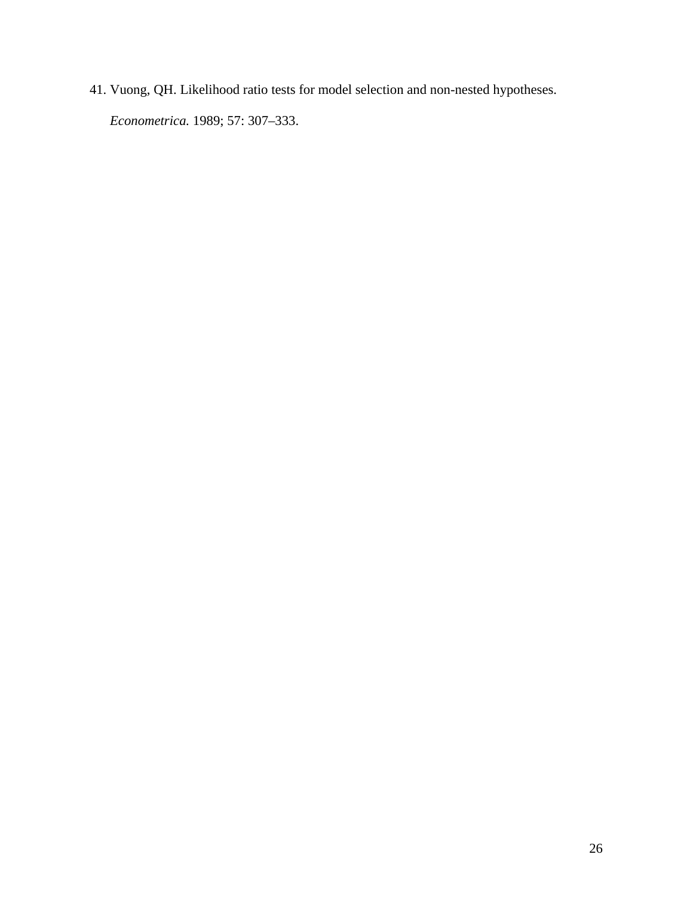41. Vuong, QH. Likelihood ratio tests for model selection and non-nested hypotheses. *Econometrica.* 1989; 57: 307–333.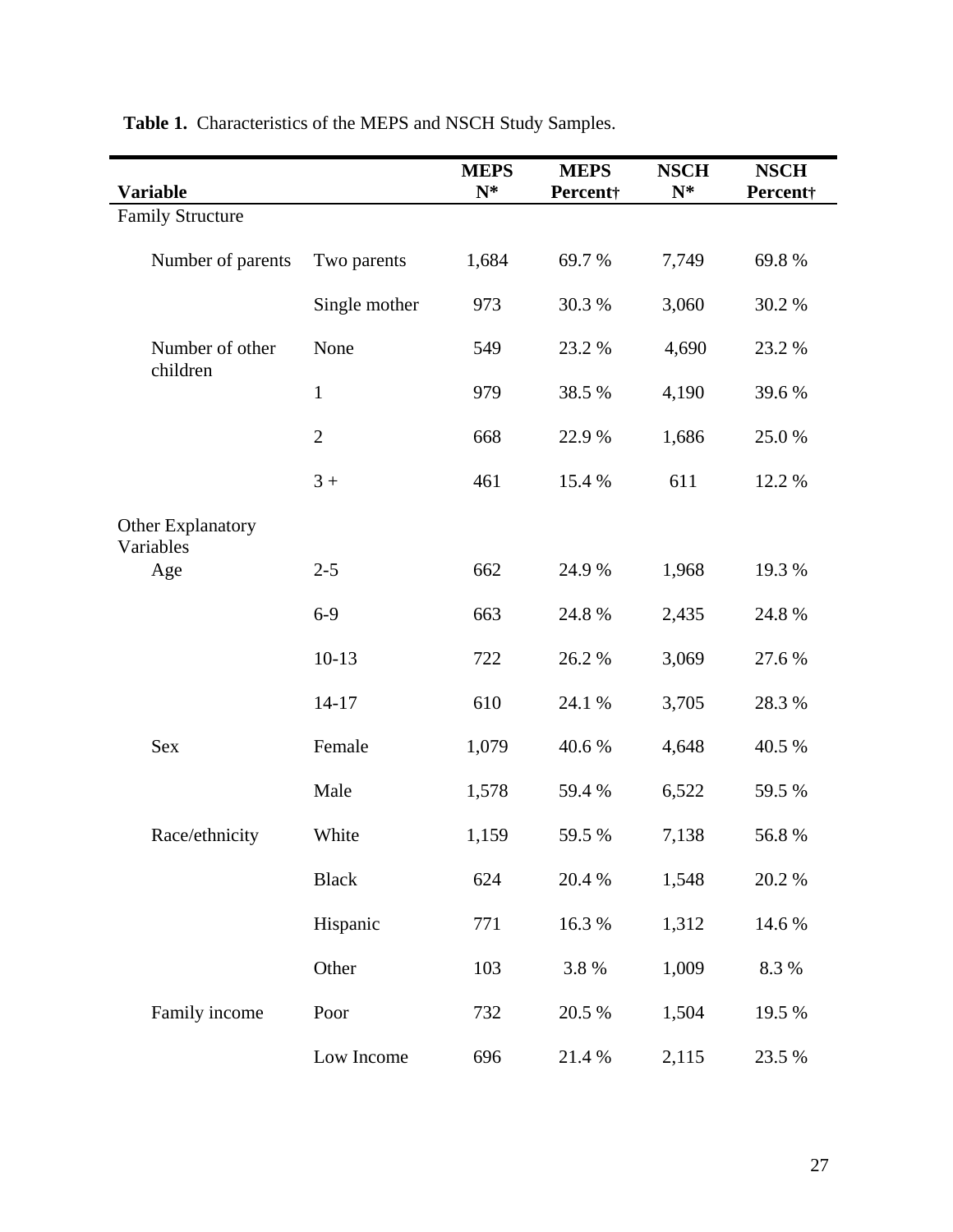**Table 1.** Characteristics of the MEPS and NSCH Study Samples.

| Variable | | MEPS N* | MEPS Percent† | NSCH N* | NSCH Percent† |
|---|---|---|---|---|---|
| Family Structure | | | | | |
| Number of parents | Two parents | 1,684 | 69.7 % | 7,749 | 69.8 % |
| | Single mother | 973 | 30.3 % | 3,060 | 30.2 % |
| Number of other children | None | 549 | 23.2 % | 4,690 | 23.2 % |
| | 1 | 979 | 38.5 % | 4,190 | 39.6 % |
| | 2 | 668 | 22.9 % | 1,686 | 25.0 % |
| | 3 + | 461 | 15.4 % | 611 | 12.2 % |
| Other Explanatory Variables | | | | | |
| Age | 2-5 | 662 | 24.9 % | 1,968 | 19.3 % |
| | 6-9 | 663 | 24.8 % | 2,435 | 24.8 % |
| | 10-13 | 722 | 26.2 % | 3,069 | 27.6 % |
| | 14-17 | 610 | 24.1 % | 3,705 | 28.3 % |
| Sex | Female | 1,079 | 40.6 % | 4,648 | 40.5 % |
| | Male | 1,578 | 59.4 % | 6,522 | 59.5 % |
| Race/ethnicity | White | 1,159 | 59.5 % | 7,138 | 56.8 % |
| | Black | 624 | 20.4 % | 1,548 | 20.2 % |
| | Hispanic | 771 | 16.3 % | 1,312 | 14.6 % |
| | Other | 103 | 3.8 % | 1,009 | 8.3 % |
| Family income | Poor | 732 | 20.5 % | 1,504 | 19.5 % |
| | Low Income | 696 | 21.4 % | 2,115 | 23.5 % |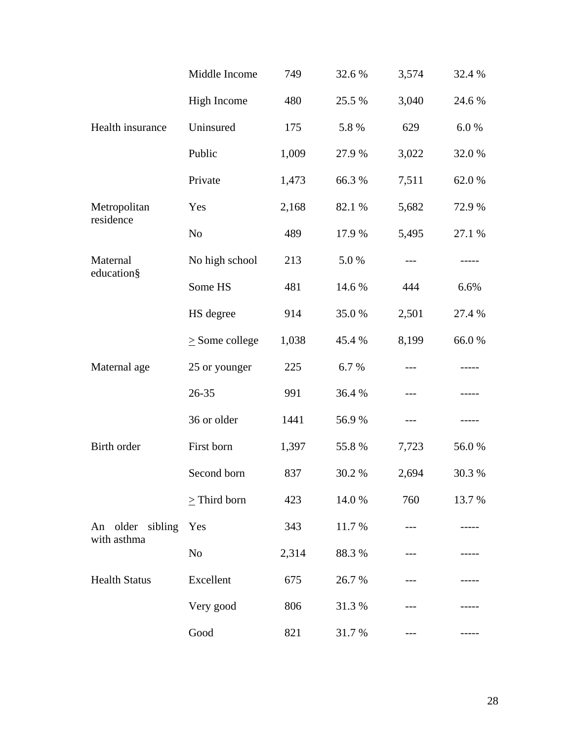| | | | | | |
|---|---|---|---|---|---|
| | Middle Income | 749 | 32.6 % | 3,574 | 32.4 % |
| | High Income | 480 | 25.5 % | 3,040 | 24.6 % |
| Health insurance | Uninsured | 175 | 5.8 % | 629 | 6.0 % |
| | Public | 1,009 | 27.9 % | 3,022 | 32.0 % |
| | Private | 1,473 | 66.3 % | 7,511 | 62.0 % |
| Metropolitan residence | Yes | 2,168 | 82.1 % | 5,682 | 72.9 % |
| | No | 489 | 17.9 % | 5,495 | 27.1 % |
| Maternal education§ | No high school | 213 | 5.0 % | --- | ----- |
| | Some HS | 481 | 14.6 % | 444 | 6.6% |
| | HS degree | 914 | 35.0 % | 2,501 | 27.4 % |
| | ≥ Some college | 1,038 | 45.4 % | 8,199 | 66.0 % |
| Maternal age | 25 or younger | 225 | 6.7 % | --- | ----- |
| | 26-35 | 991 | 36.4 % | --- | ----- |
| | 36 or older | 1441 | 56.9 % | --- | ----- |
| Birth order | First born | 1,397 | 55.8 % | 7,723 | 56.0 % |
| | Second born | 837 | 30.2 % | 2,694 | 30.3 % |
| | ≥ Third born | 423 | 14.0 % | 760 | 13.7 % |
| An older sibling with asthma | Yes | 343 | 11.7 % | --- | ----- |
| | No | 2,314 | 88.3 % | --- | ----- |
| Health Status | Excellent | 675 | 26.7 % | --- | ----- |
| | Very good | 806 | 31.3 % | --- | ----- |
| | Good | 821 | 31.7 % | --- | ----- |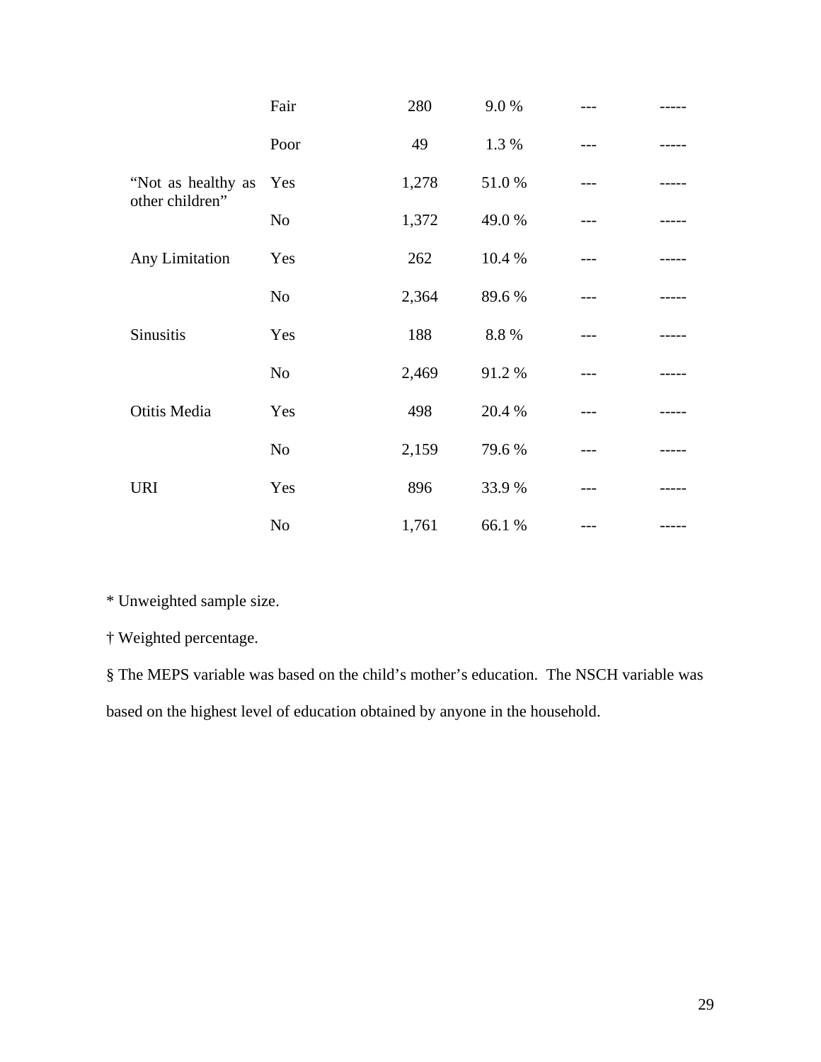| | | | | | |
|---|---|---|---|---|---|
| | Fair | 280 | 9.0 % | --- | ----- |
| | Poor | 49 | 1.3 % | --- | ----- |
| "Not as healthy as other children" | Yes | 1,278 | 51.0 % | --- | ----- |
| | No | 1,372 | 49.0 % | --- | ----- |
| Any Limitation | Yes | 262 | 10.4 % | --- | ----- |
| | No | 2,364 | 89.6 % | --- | ----- |
| Sinusitis | Yes | 188 | 8.8 % | --- | ----- |
| | No | 2,469 | 91.2 % | --- | ----- |
| Otitis Media | Yes | 498 | 20.4 % | --- | ----- |
| | No | 2,159 | 79.6 % | --- | ----- |
| URI | Yes | 896 | 33.9 % | --- | ----- |
| | No | 1,761 | 66.1 % | --- | ----- |

* Unweighted sample size.

† Weighted percentage.

§ The MEPS variable was based on the child's mother's education. The NSCH variable was based on the highest level of education obtained by anyone in the household.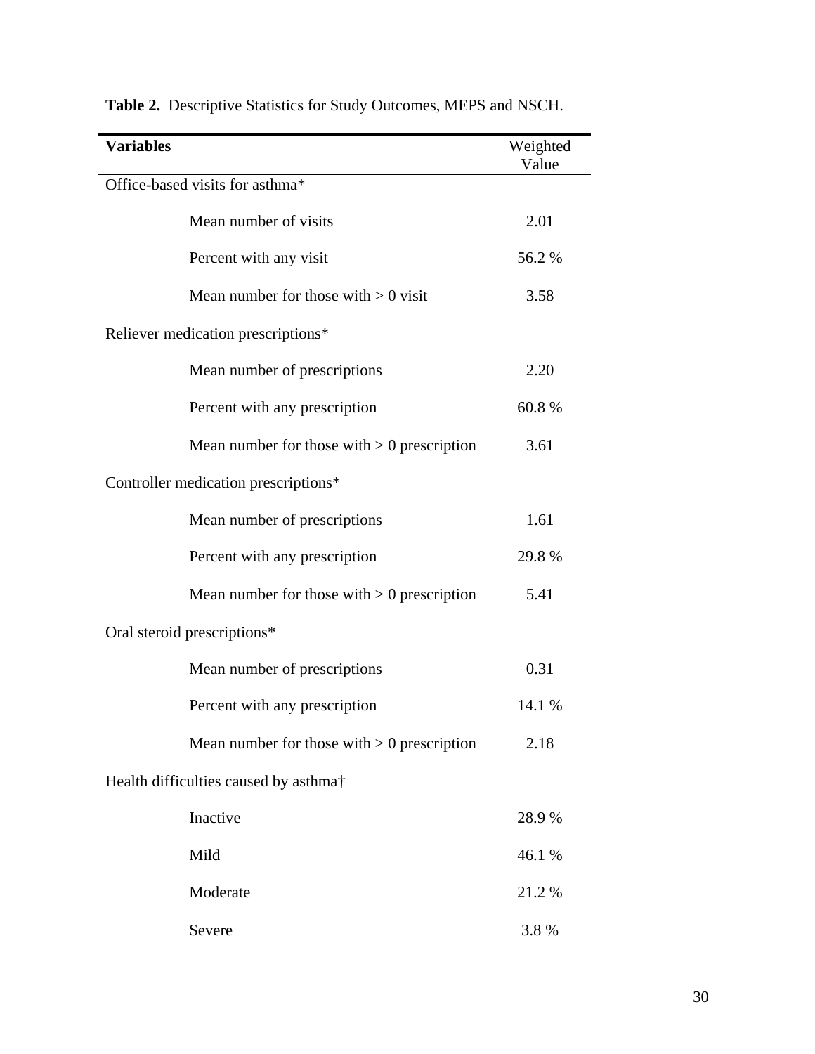**Table 2.** Descriptive Statistics for Study Outcomes, MEPS and NSCH.

| Variables | Weighted Value |
| --- | --- |
| Office-based visits for asthma* | |
| Mean number of visits | 2.01 |
| Percent with any visit | 56.2 % |
| Mean number for those with > 0 visit | 3.58 |
| Reliever medication prescriptions* | |
| Mean number of prescriptions | 2.20 |
| Percent with any prescription | 60.8 % |
| Mean number for those with > 0 prescription | 3.61 |
| Controller medication prescriptions* | |
| Mean number of prescriptions | 1.61 |
| Percent with any prescription | 29.8 % |
| Mean number for those with > 0 prescription | 5.41 |
| Oral steroid prescriptions* | |
| Mean number of prescriptions | 0.31 |
| Percent with any prescription | 14.1 % |
| Mean number for those with > 0 prescription | 2.18 |
| Health difficulties caused by asthma† | |
| Inactive | 28.9 % |
| Mild | 46.1 % |
| Moderate | 21.2 % |
| Severe | 3.8 % |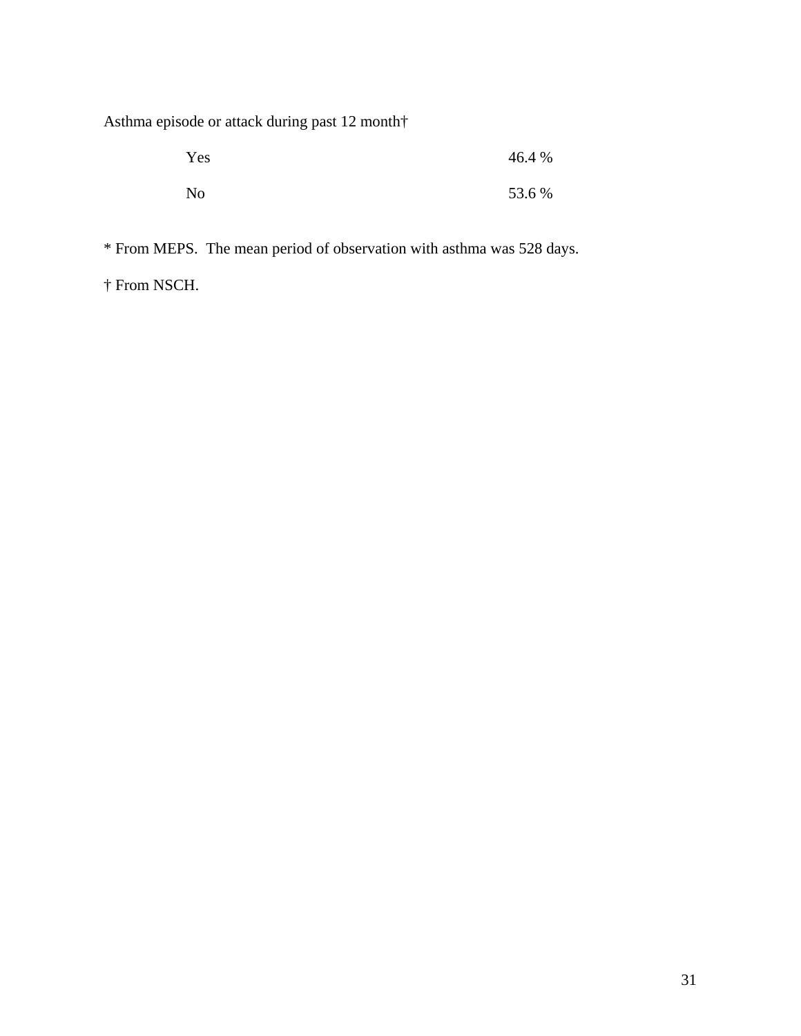| Asthma episode or attack during past 12 month† | |
|---|---|
| Yes | 46.4 % |
| No | 53.6 % |

* From MEPS. The mean period of observation with asthma was 528 days.

† From NSCH.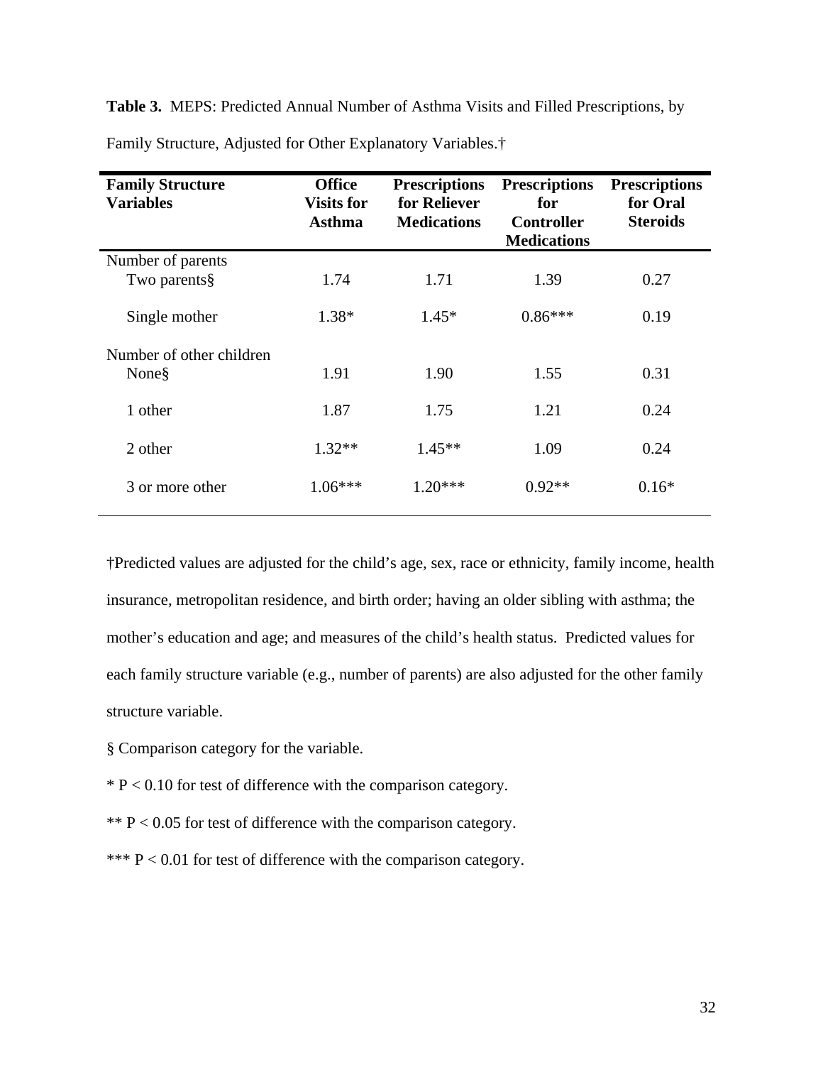**Table 3.** MEPS: Predicted Annual Number of Asthma Visits and Filled Prescriptions, by Family Structure, Adjusted for Other Explanatory Variables.†

| Family Structure Variables | Office Visits for Asthma | Prescriptions for Reliever Medications | Prescriptions for Controller Medications | Prescriptions for Oral Steroids |
|---|---|---|---|---|
| Number of parents | | | | |
| Two parents§ | 1.74 | 1.71 | 1.39 | 0.27 |
| Single mother | 1.38* | 1.45* | 0.86*** | 0.19 |
| Number of other children | | | | |
| None§ | 1.91 | 1.90 | 1.55 | 0.31 |
| 1 other | 1.87 | 1.75 | 1.21 | 0.24 |
| 2 other | 1.32** | 1.45** | 1.09 | 0.24 |
| 3 or more other | 1.06*** | 1.20*** | 0.92** | 0.16* |

†Predicted values are adjusted for the child's age, sex, race or ethnicity, family income, health insurance, metropolitan residence, and birth order; having an older sibling with asthma; the mother's education and age; and measures of the child's health status. Predicted values for each family structure variable (e.g., number of parents) are also adjusted for the other family structure variable.

§ Comparison category for the variable.

* $P < 0.10$ for test of difference with the comparison category.

** $P < 0.05$ for test of difference with the comparison category.

*** $P < 0.01$ for test of difference with the comparison category.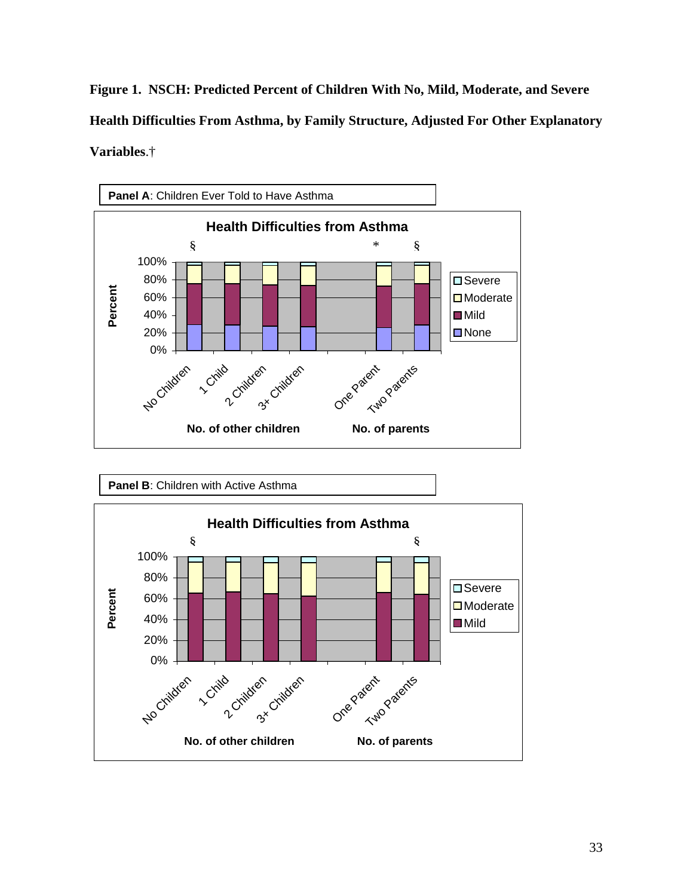**Figure 1. NSCH: Predicted Percent of Children With No, Mild, Moderate, and Severe Health Difficulties From Asthma, by Family Structure, Adjusted For Other Explanatory Variables.**†

**Panel A**: Children Ever Told to Have Asthma

**Panel B**: Children with Active Asthma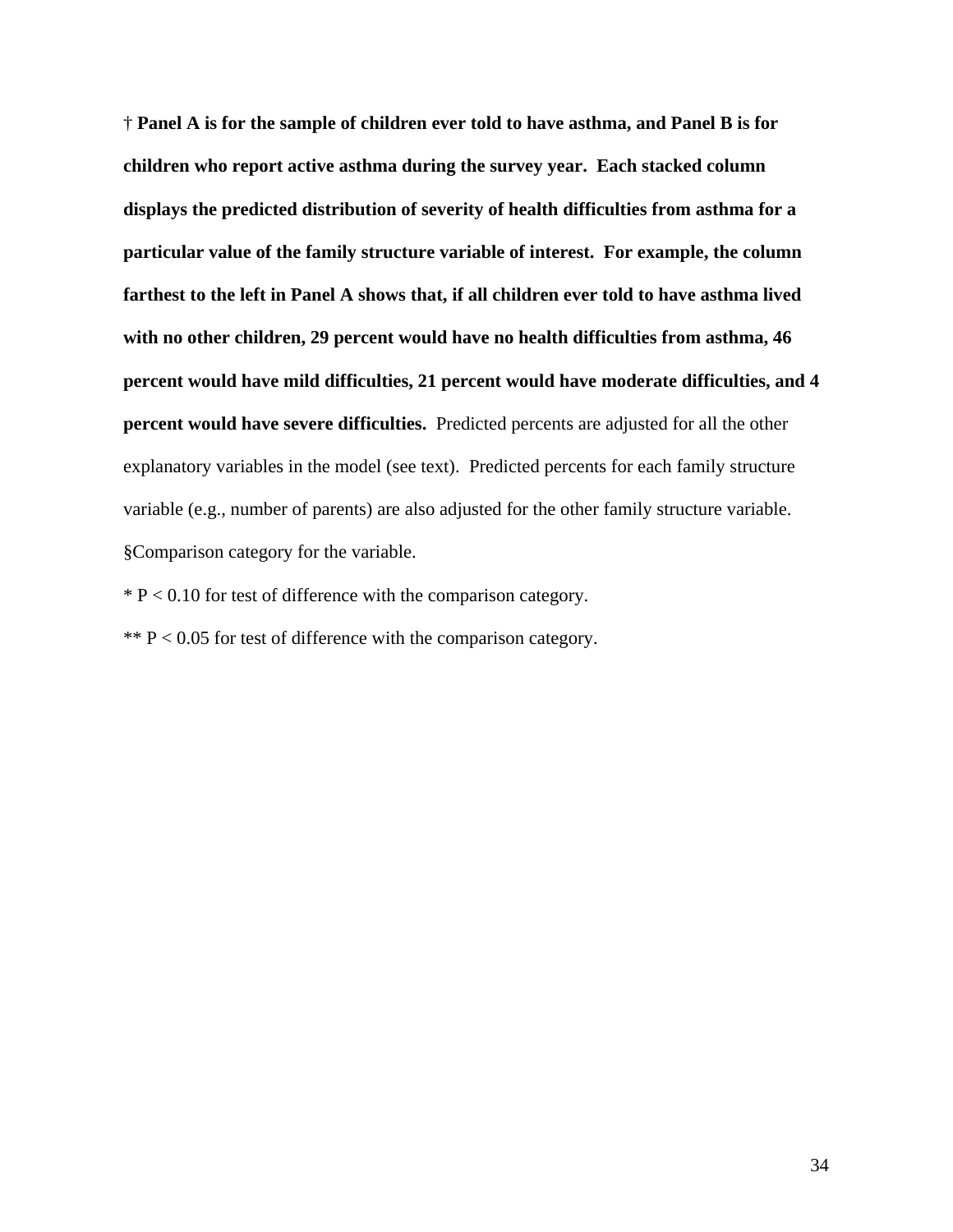**† Panel A is for the sample of children ever told to have asthma, and Panel B is for children who report active asthma during the survey year. Each stacked column displays the predicted distribution of severity of health difficulties from asthma for a particular value of the family structure variable of interest. For example, the column farthest to the left in Panel A shows that, if all children ever told to have asthma lived with no other children, 29 percent would have no health difficulties from asthma, 46 percent would have mild difficulties, 21 percent would have moderate difficulties, and 4 percent would have severe difficulties.** Predicted percents are adjusted for all the other explanatory variables in the model (see text). Predicted percents for each family structure variable (e.g., number of parents) are also adjusted for the other family structure variable.

§Comparison category for the variable.

* P < 0.10 for test of difference with the comparison category.

** P < 0.05 for test of difference with the comparison category.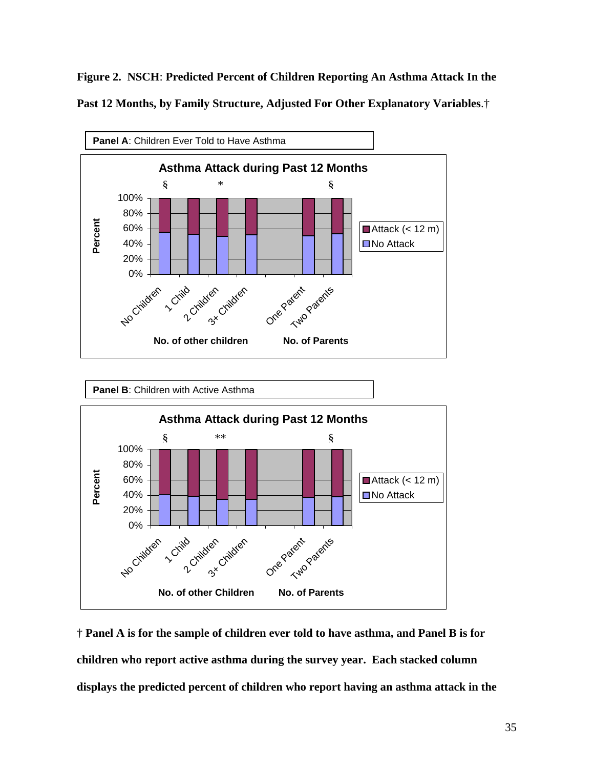**Figure 2. NSCH: Predicted Percent of Children Reporting An Asthma Attack In the Past 12 Months, by Family Structure, Adjusted For Other Explanatory Variables.†**

**Panel A**: Children Ever Told to Have Asthma

**Panel B**: Children with Active Asthma

**† Panel A is for the sample of children ever told to have asthma, and Panel B is for children who report active asthma during the survey year. Each stacked column displays the predicted percent of children who report having an asthma attack in the**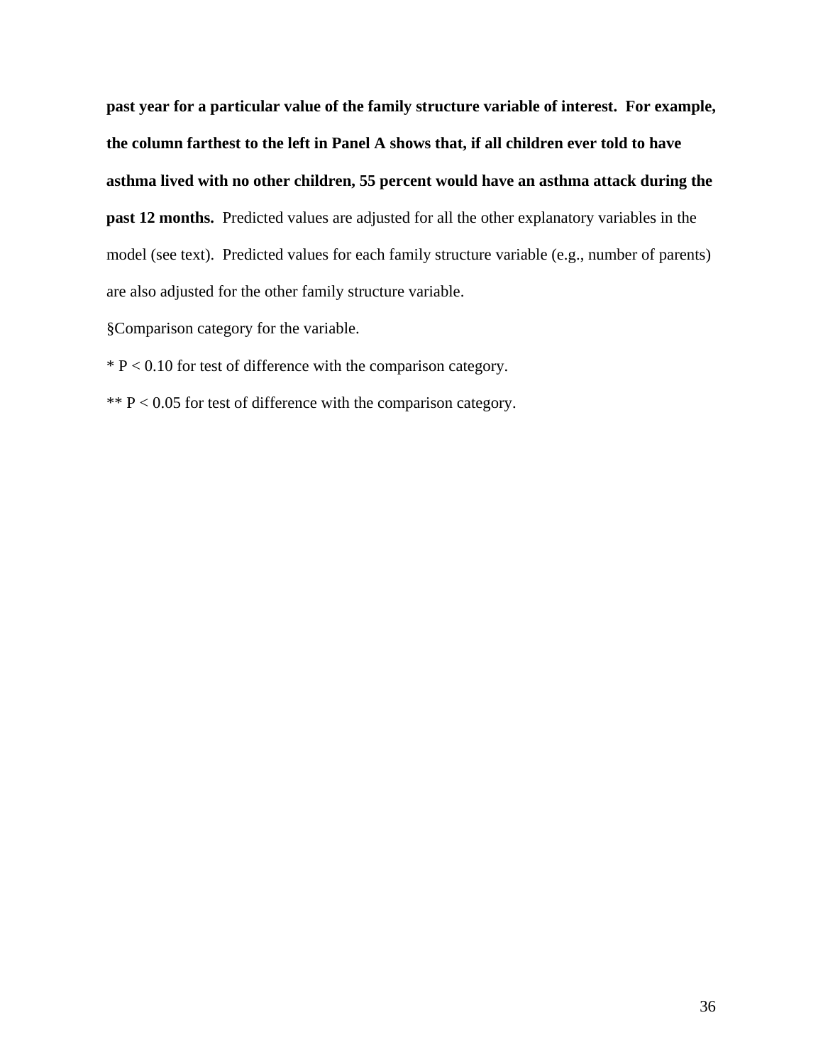**past year for a particular value of the family structure variable of interest. For example, the column farthest to the left in Panel A shows that, if all children ever told to have asthma lived with no other children, 55 percent would have an asthma attack during the past 12 months.** Predicted values are adjusted for all the other explanatory variables in the model (see text). Predicted values for each family structure variable (e.g., number of parents) are also adjusted for the other family structure variable.

§Comparison category for the variable.

* P < 0.10 for test of difference with the comparison category.

** P < 0.05 for test of difference with the comparison category.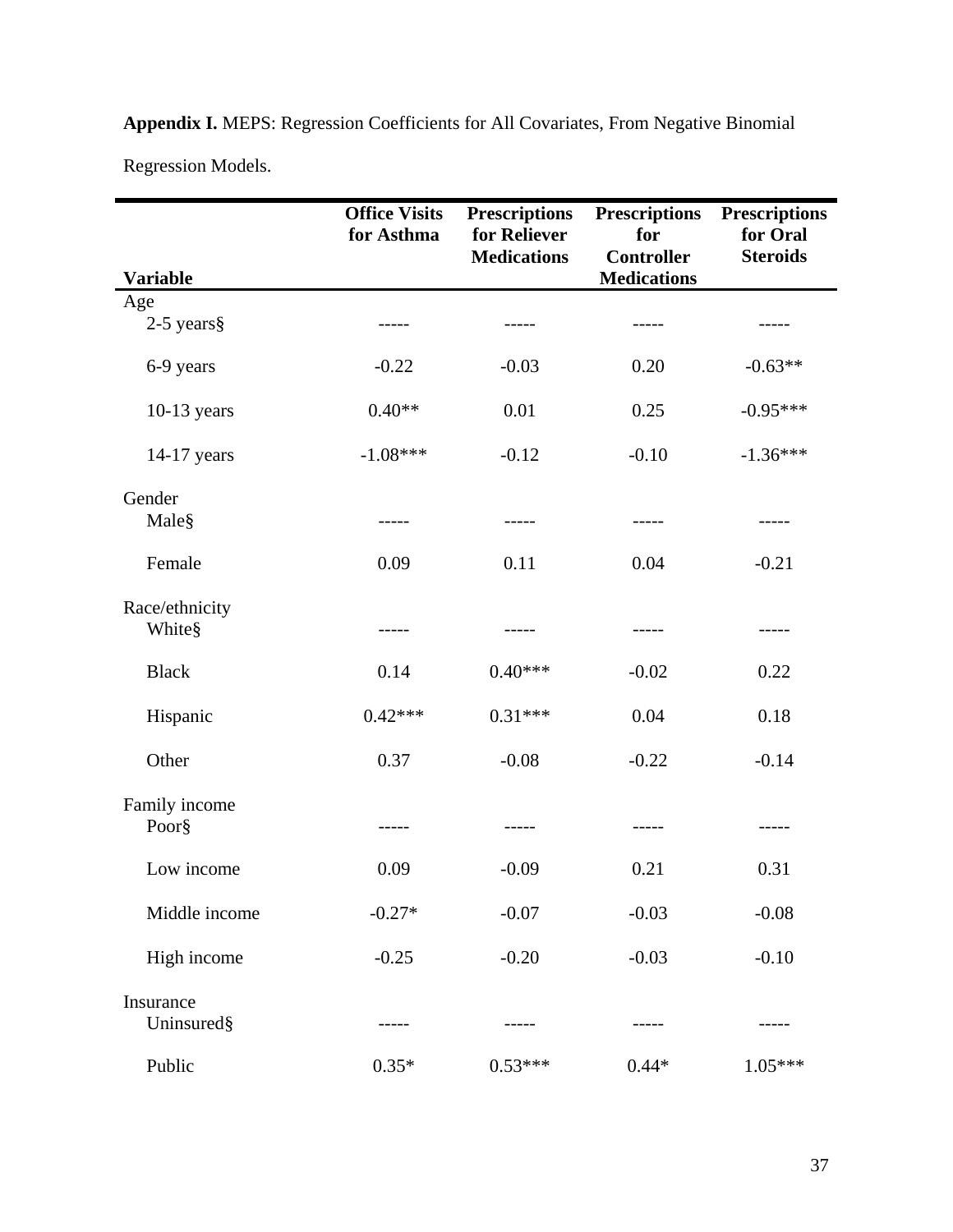**Appendix I.** MEPS: Regression Coefficients for All Covariates, From Negative Binomial Regression Models.

| Variable | Office Visits for Asthma | Prescriptions for Reliever Medications | Prescriptions for Controller Medications | Prescriptions for Oral Steroids |
|---|---|---|---|---|
| Age | | | | |
| 2-5 years§ | ----- | ----- | ----- | ----- |
| 6-9 years | -0.22 | -0.03 | 0.20 | -0.63** |
| 10-13 years | 0.40** | 0.01 | 0.25 | -0.95*** |
| 14-17 years | -1.08*** | -0.12 | -0.10 | -1.36*** |
| Gender | | | | |
| Male§ | ----- | ----- | ----- | ----- |
| Female | 0.09 | 0.11 | 0.04 | -0.21 |
| Race/ethnicity | | | | |
| White§ | ----- | ----- | ----- | ----- |
| Black | 0.14 | 0.40*** | -0.02 | 0.22 |
| Hispanic | 0.42*** | 0.31*** | 0.04 | 0.18 |
| Other | 0.37 | -0.08 | -0.22 | -0.14 |
| Family income | | | | |
| Poor§ | ----- | ----- | ----- | ----- |
| Low income | 0.09 | -0.09 | 0.21 | 0.31 |
| Middle income | -0.27* | -0.07 | -0.03 | -0.08 |
| High income | -0.25 | -0.20 | -0.03 | -0.10 |
| Insurance | | | | |
| Uninsured§ | ----- | ----- | ----- | ----- |
| Public | 0.35* | 0.53*** | 0.44* | 1.05*** |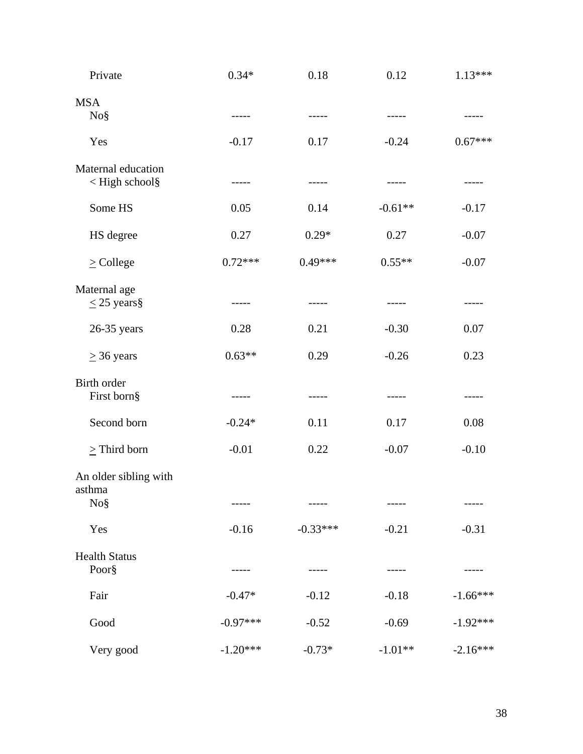| | | | | |
|---|---|---|---|---|
| Private | 0.34* | 0.18 | 0.12 | 1.13*** |
| MSA | | | | |
| No§ | ----- | ----- | ----- | ----- |
| Yes | -0.17 | 0.17 | -0.24 | 0.67*** |
| Maternal education | | | | |
| < High school§ | ----- | ----- | ----- | ----- |
| Some HS | 0.05 | 0.14 | -0.61** | -0.17 |
| HS degree | 0.27 | 0.29* | 0.27 | -0.07 |
| ≥ College | 0.72*** | 0.49*** | 0.55** | -0.07 |
| Maternal age | | | | |
| ≤ 25 years§ | ----- | ----- | ----- | ----- |
| 26-35 years | 0.28 | 0.21 | -0.30 | 0.07 |
| ≥ 36 years | 0.63** | 0.29 | -0.26 | 0.23 |
| Birth order | | | | |
| First born§ | ----- | ----- | ----- | ----- |
| Second born | -0.24* | 0.11 | 0.17 | 0.08 |
| ≥ Third born | -0.01 | 0.22 | -0.07 | -0.10 |
| An older sibling with asthma | | | | |
| No§ | ----- | ----- | ----- | ----- |
| Yes | -0.16 | -0.33*** | -0.21 | -0.31 |
| Health Status | | | | |
| Poor§ | ----- | ----- | ----- | ----- |
| Fair | -0.47* | -0.12 | -0.18 | -1.66*** |
| Good | -0.97*** | -0.52 | -0.69 | -1.92*** |
| Very good | -1.20*** | -0.73* | -1.01** | -2.16*** |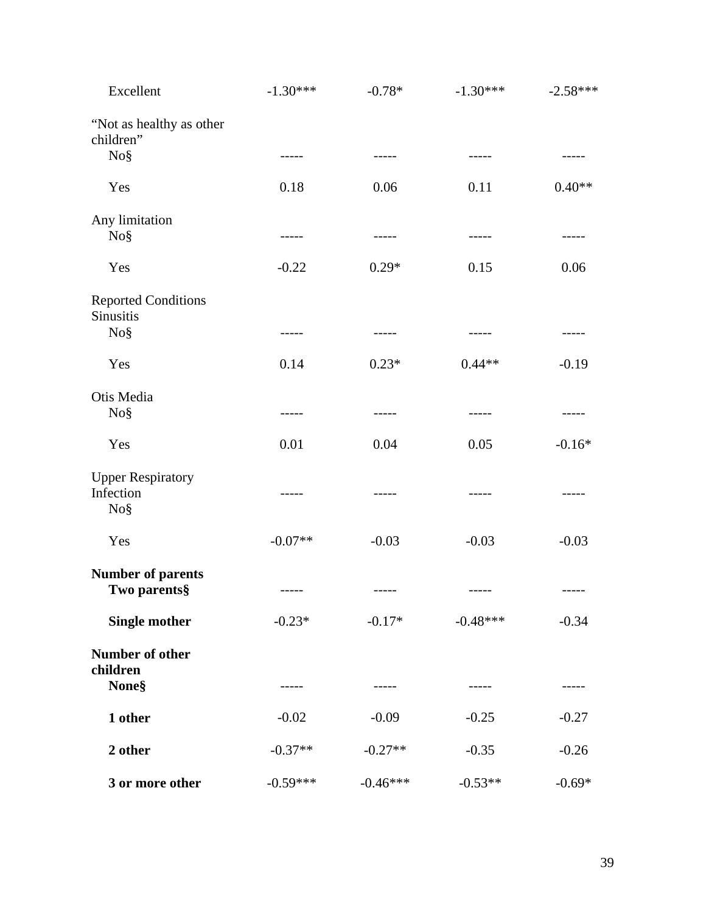| | | | | |
|---|---|---|---|---|
| Excellent | -1.30*** | -0.78* | -1.30*** | -2.58*** |
| "Not as healthy as other children" | | | | |
| No§ | ----- | ----- | ----- | ----- |
| Yes | 0.18 | 0.06 | 0.11 | 0.40** |
| Any limitation | | | | |
| No§ | ----- | ----- | ----- | ----- |
| Yes | -0.22 | 0.29* | 0.15 | 0.06 |
| Reported Conditions | | | | |
| Sinusitis | | | | |
| No§ | ----- | ----- | ----- | ----- |
| Yes | 0.14 | 0.23* | 0.44** | -0.19 |
| Otis Media | | | | |
| No§ | ----- | ----- | ----- | ----- |
| Yes | 0.01 | 0.04 | 0.05 | -0.16* |
| Upper Respiratory Infection | | | | |
| No§ | ----- | ----- | ----- | ----- |
| Yes | -0.07** | -0.03 | -0.03 | -0.03 |
| **Number of parents** | | | | |
| **Two parents§** | ----- | ----- | ----- | ----- |
| **Single mother** | -0.23* | -0.17* | -0.48*** | -0.34 |
| **Number of other children** | | | | |
| **None§** | ----- | ----- | ----- | ----- |
| **1 other** | -0.02 | -0.09 | -0.25 | -0.27 |
| **2 other** | -0.37** | -0.27** | -0.35 | -0.26 |
| **3 or more other** | -0.59*** | -0.46*** | -0.53** | -0.69* |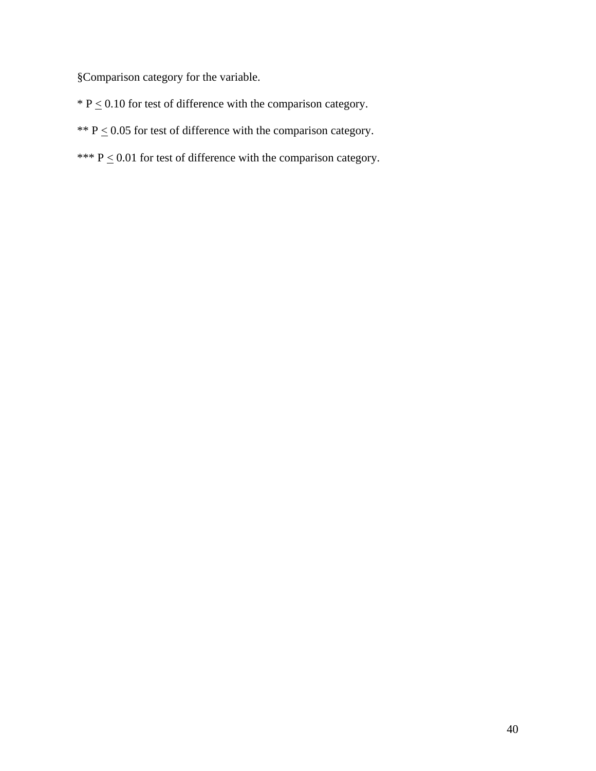§Comparison category for the variable.

* $P \leq 0.10$ for test of difference with the comparison category.

** $P \leq 0.05$ for test of difference with the comparison category.

*** $P \leq 0.01$ for test of difference with the comparison category.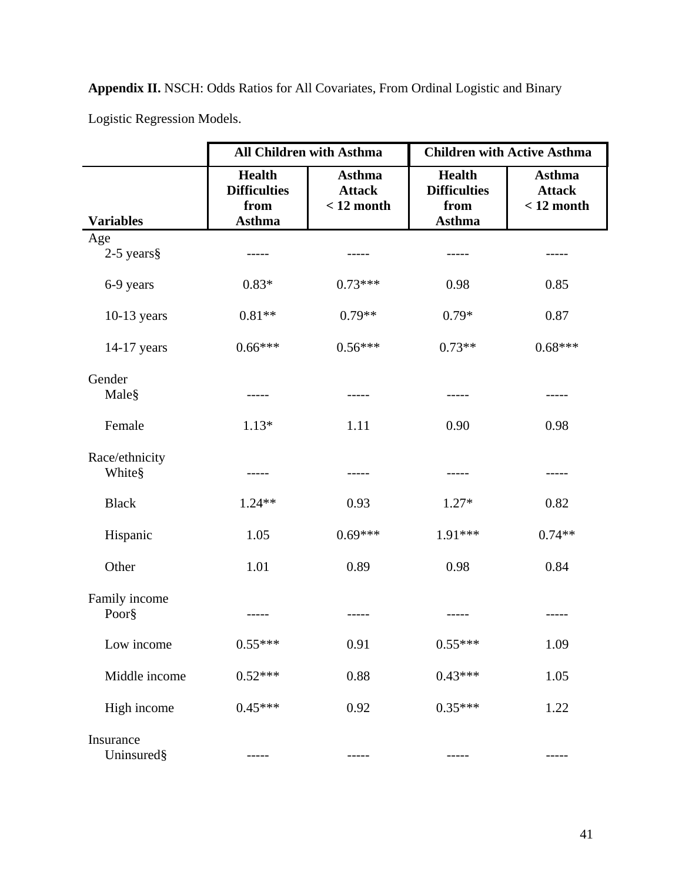**Appendix II.** NSCH: Odds Ratios for All Covariates, From Ordinal Logistic and Binary Logistic Regression Models.

| | All Children with Asthma | | Children with Active Asthma | |
|---|---|---|---|---|
| **Variables** | **Health Difficulties from Asthma** | **Asthma Attack < 12 month** | **Health Difficulties from Asthma** | **Asthma Attack < 12 month** |
| Age | | | | |
| 2-5 years§ | ----- | ----- | ----- | ----- |
| 6-9 years | 0.83* | 0.73*** | 0.98 | 0.85 |
| 10-13 years | 0.81** | 0.79** | 0.79* | 0.87 |
| 14-17 years | 0.66*** | 0.56*** | 0.73** | 0.68*** |
| Gender | | | | |
| Male§ | ----- | ----- | ----- | ----- |
| Female | 1.13* | 1.11 | 0.90 | 0.98 |
| Race/ethnicity | | | | |
| White§ | ----- | ----- | ----- | ----- |
| Black | 1.24** | 0.93 | 1.27* | 0.82 |
| Hispanic | 1.05 | 0.69*** | 1.91*** | 0.74** |
| Other | 1.01 | 0.89 | 0.98 | 0.84 |
| Family income | | | | |
| Poor§ | ----- | ----- | ----- | ----- |
| Low income | 0.55*** | 0.91 | 0.55*** | 1.09 |
| Middle income | 0.52*** | 0.88 | 0.43*** | 1.05 |
| High income | 0.45*** | 0.92 | 0.35*** | 1.22 |
| Insurance | | | | |
| Uninsured§ | ----- | ----- | ----- | ----- |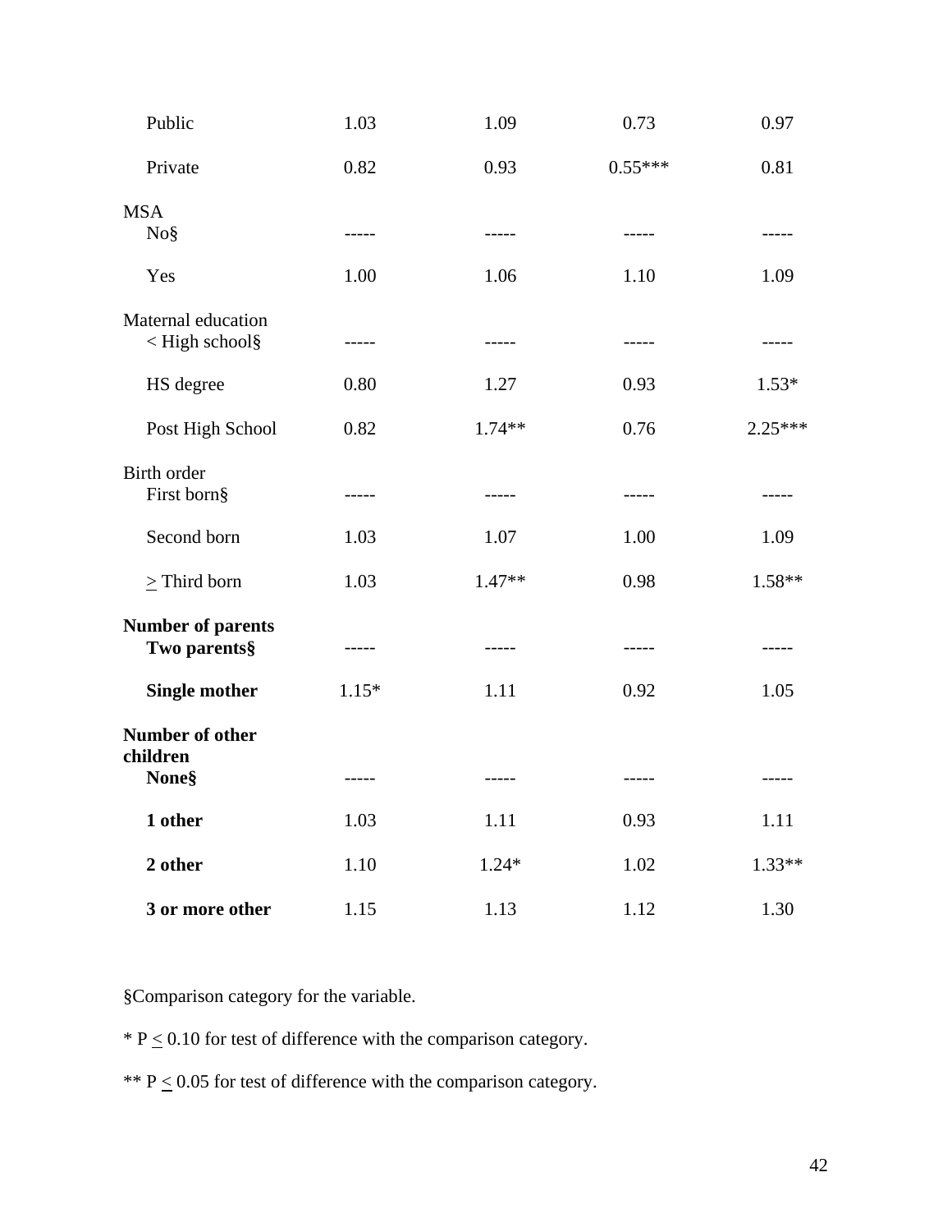| | | | | |
|---|---|---|---|---|
| Public | 1.03 | 1.09 | 0.73 | 0.97 |
| Private | 0.82 | 0.93 | 0.55*** | 0.81 |
| MSA | | | | |
| No§ | ----- | ----- | ----- | ----- |
| Yes | 1.00 | 1.06 | 1.10 | 1.09 |
| Maternal education | | | | |
| < High school§ | ----- | ----- | ----- | ----- |
| HS degree | 0.80 | 1.27 | 0.93 | 1.53* |
| Post High School | 0.82 | 1.74** | 0.76 | 2.25*** |
| Birth order | | | | |
| First born§ | ----- | ----- | ----- | ----- |
| Second born | 1.03 | 1.07 | 1.00 | 1.09 |
| ≥ Third born | 1.03 | 1.47** | 0.98 | 1.58** |
| **Number of parents** | | | | |
| **Two parents§** | ----- | ----- | ----- | ----- |
| **Single mother** | 1.15* | 1.11 | 0.92 | 1.05 |
| **Number of other children** | | | | |
| **None§** | ----- | ----- | ----- | ----- |
| **1 other** | 1.03 | 1.11 | 0.93 | 1.11 |
| **2 other** | 1.10 | 1.24* | 1.02 | 1.33** |
| **3 or more other** | 1.15 | 1.13 | 1.12 | 1.30 |

§Comparison category for the variable.

* P ≤ 0.10 for test of difference with the comparison category.

** P ≤ 0.05 for test of difference with the comparison category.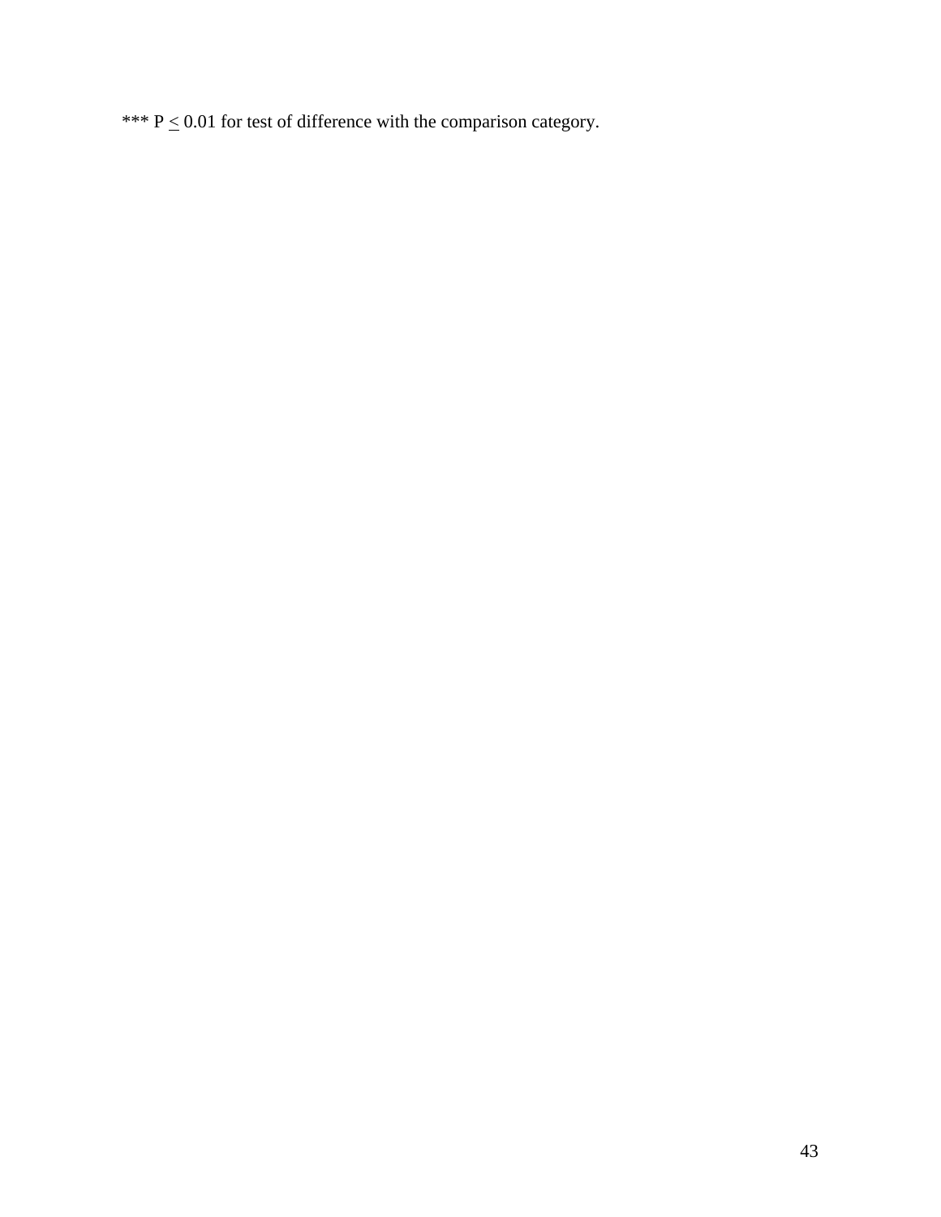*** $P \leq 0.01$ for test of difference with the comparison category.